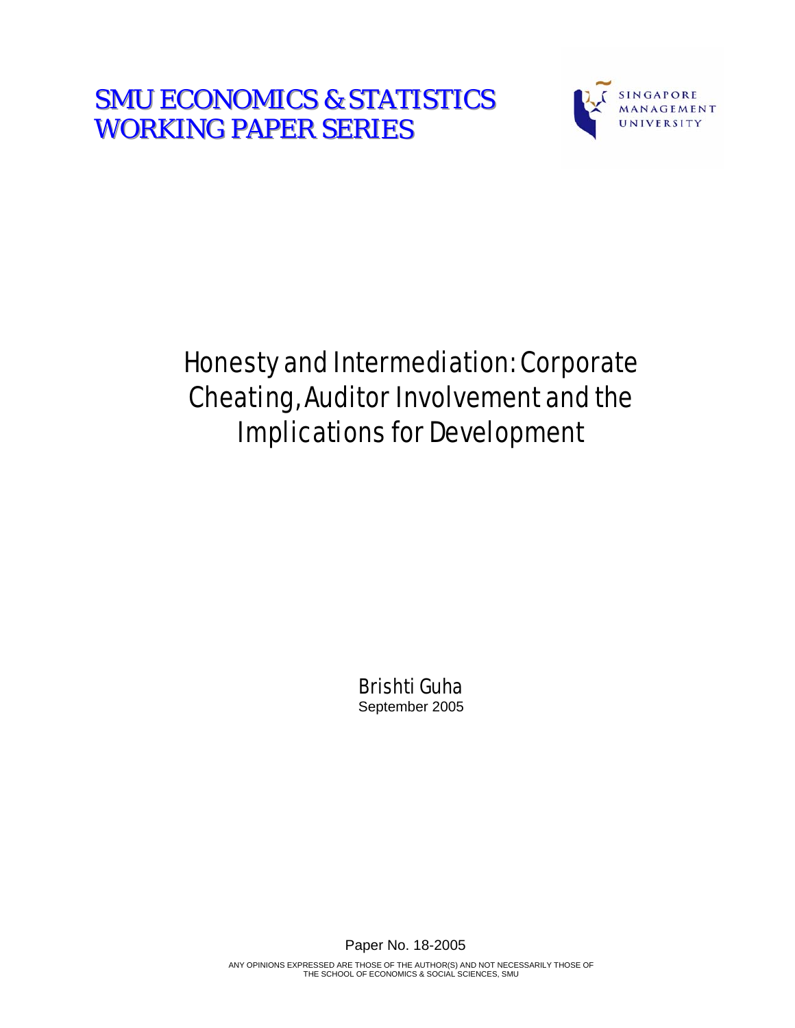# SMU ECONOMICS & STATISTICS WORKING PAPER SERIES

SINGAPORE MANAGEMENT UNIVERSITY

# Honesty and Intermediation: Corporate Cheating, Auditor Involvement and the Implications for Development

Brishti Guha

September 2005

Paper No. 18-2005

ANY OPINIONS EXPRESSED ARE THOSE OF THE AUTHOR(S) AND NOT NECESSARILY THOSE OF THE SCHOOL OF ECONOMICS & SOCIAL SCIENCES, SMU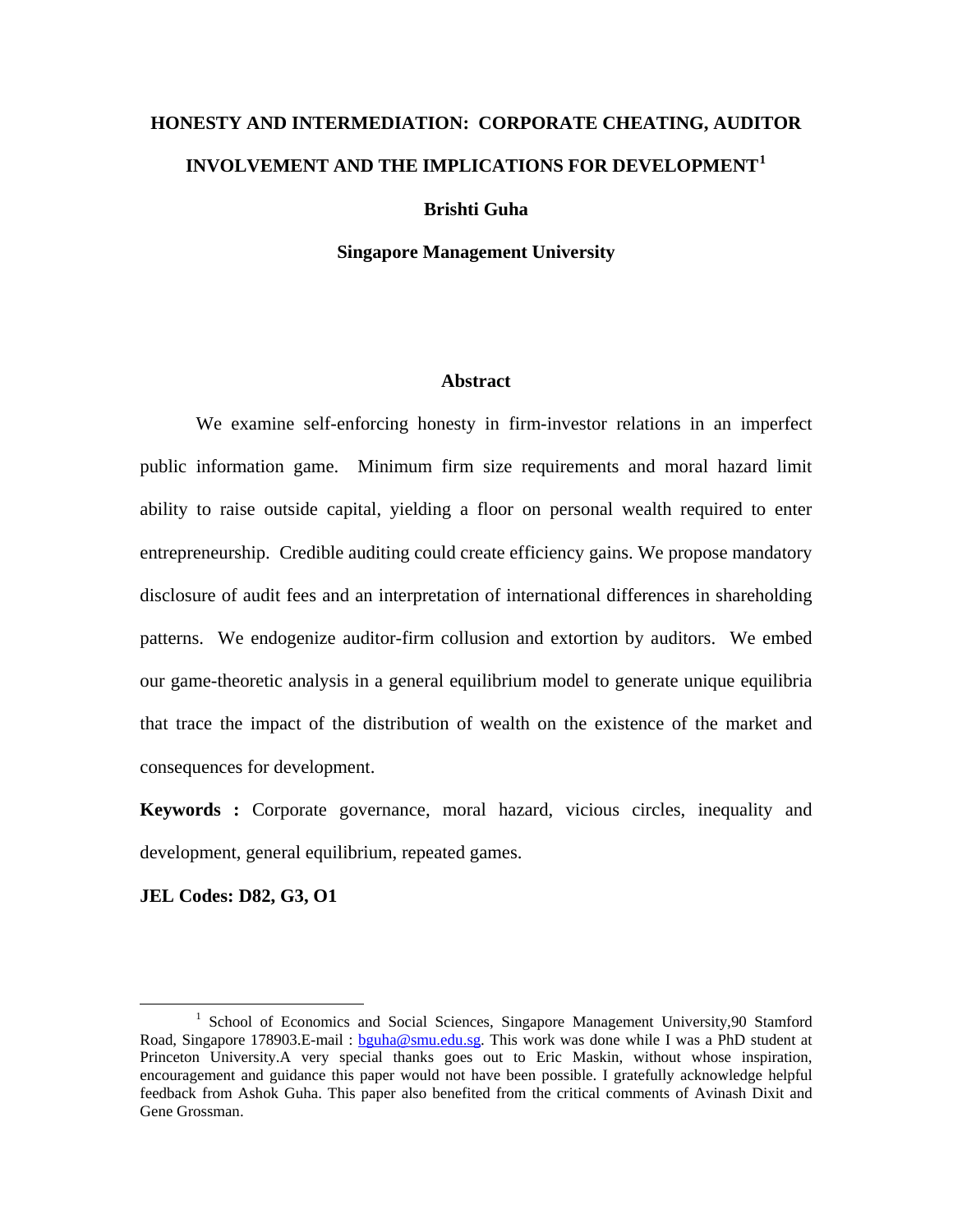# HONESTY AND INTERMEDIATION: CORPORATE CHEATING, AUDITOR INVOLVEMENT AND THE IMPLICATIONS FOR DEVELOPMENT[1]

**Brishti Guha**

**Singapore Management University**

## Abstract

We examine self-enforcing honesty in firm-investor relations in an imperfect public information game. Minimum firm size requirements and moral hazard limit ability to raise outside capital, yielding a floor on personal wealth required to enter entrepreneurship. Credible auditing could create efficiency gains. We propose mandatory disclosure of audit fees and an interpretation of international differences in shareholding patterns. We endogenize auditor-firm collusion and extortion by auditors. We embed our game-theoretic analysis in a general equilibrium model to generate unique equilibria that trace the impact of the distribution of wealth on the existence of the market and consequences for development.

**Keywords :** Corporate governance, moral hazard, vicious circles, inequality and development, general equilibrium, repeated games.

**JEL Codes: D82, G3, O1**

---

[1] School of Economics and Social Sciences, Singapore Management University,90 Stamford Road, Singapore 178903.E-mail : bguha@smu.edu.sg. This work was done while I was a PhD student at Princeton University.A very special thanks goes out to Eric Maskin, without whose inspiration, encouragement and guidance this paper would not have been possible. I gratefully acknowledge helpful feedback from Ashok Guha. This paper also benefited from the critical comments of Avinash Dixit and Gene Grossman.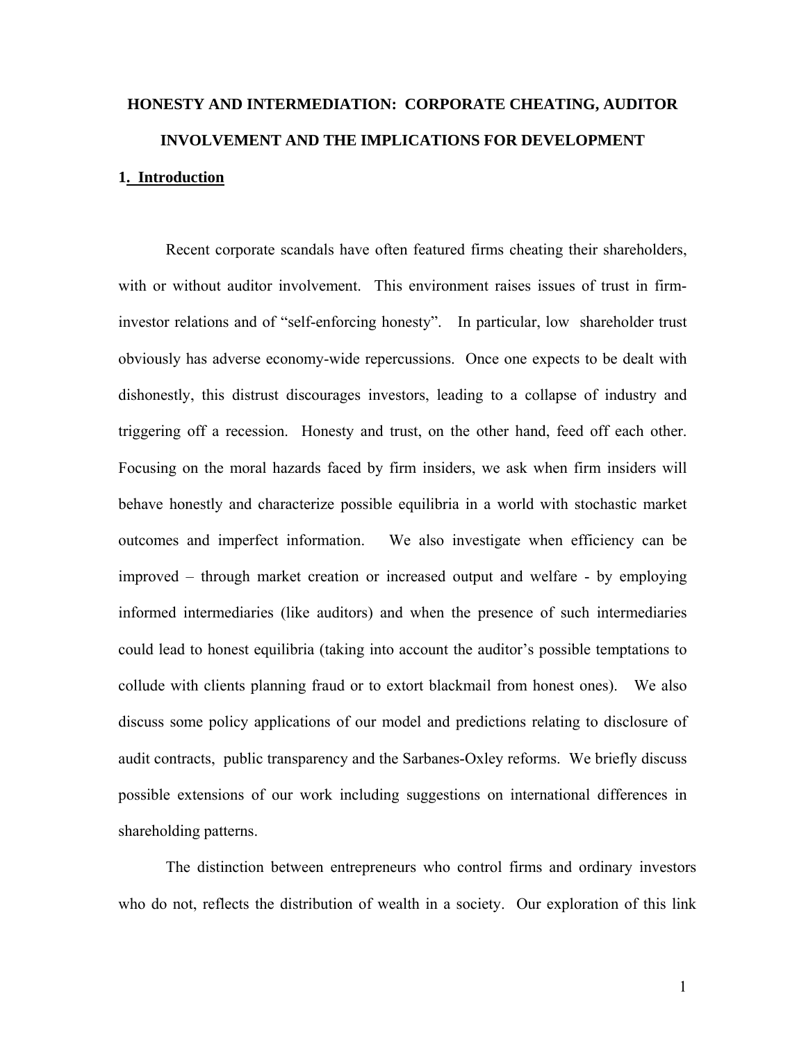# HONESTY AND INTERMEDIATION: CORPORATE CHEATING, AUDITOR INVOLVEMENT AND THE IMPLICATIONS FOR DEVELOPMENT

## 1. Introduction

Recent corporate scandals have often featured firms cheating their shareholders, with or without auditor involvement. This environment raises issues of trust in firm-investor relations and of "self-enforcing honesty". In particular, low shareholder trust obviously has adverse economy-wide repercussions. Once one expects to be dealt with dishonestly, this distrust discourages investors, leading to a collapse of industry and triggering off a recession. Honesty and trust, on the other hand, feed off each other. Focusing on the moral hazards faced by firm insiders, we ask when firm insiders will behave honestly and characterize possible equilibria in a world with stochastic market outcomes and imperfect information. We also investigate when efficiency can be improved – through market creation or increased output and welfare - by employing informed intermediaries (like auditors) and when the presence of such intermediaries could lead to honest equilibria (taking into account the auditor's possible temptations to collude with clients planning fraud or to extort blackmail from honest ones). We also discuss some policy applications of our model and predictions relating to disclosure of audit contracts, public transparency and the Sarbanes-Oxley reforms. We briefly discuss possible extensions of our work including suggestions on international differences in shareholding patterns.

The distinction between entrepreneurs who control firms and ordinary investors who do not, reflects the distribution of wealth in a society. Our exploration of this link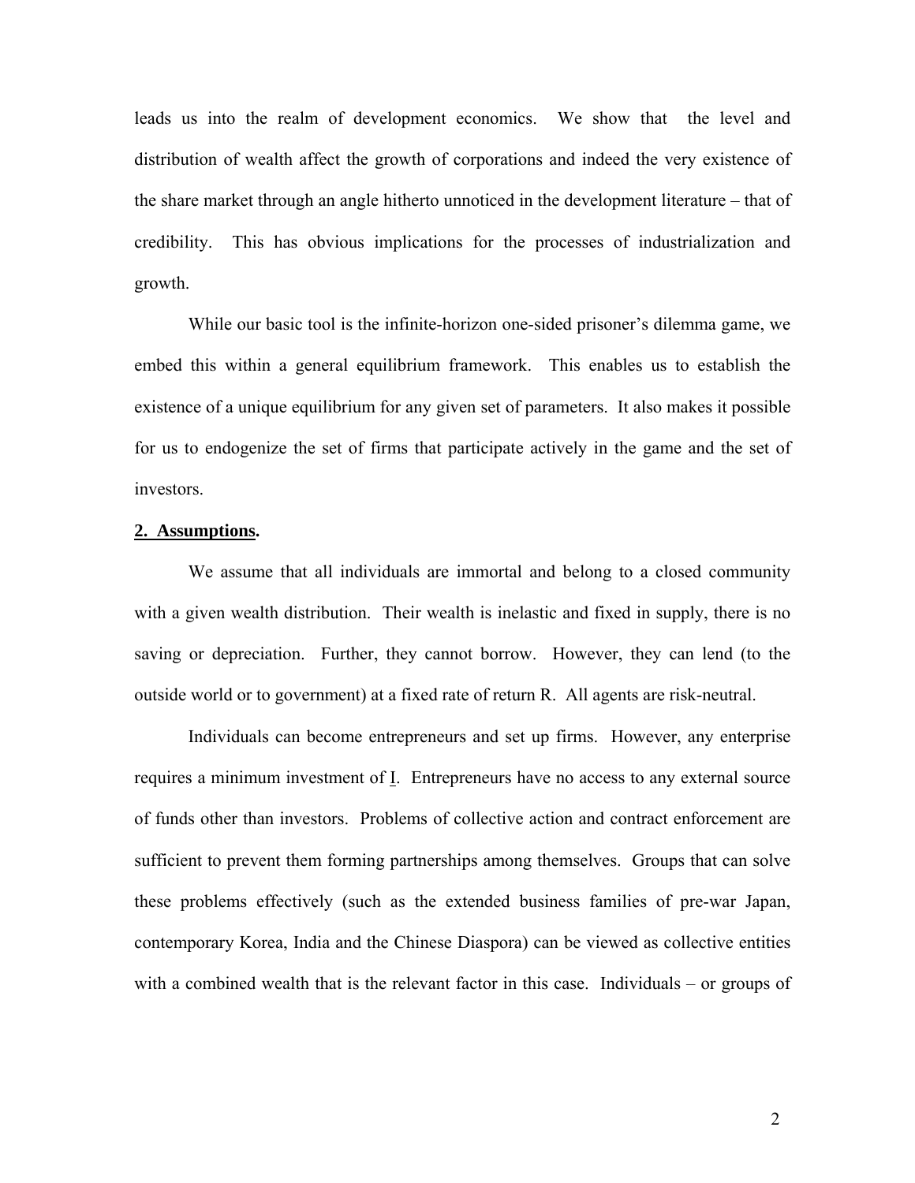leads us into the realm of development economics. We show that the level and distribution of wealth affect the growth of corporations and indeed the very existence of the share market through an angle hitherto unnoticed in the development literature – that of credibility. This has obvious implications for the processes of industrialization and growth.

While our basic tool is the infinite-horizon one-sided prisoner's dilemma game, we embed this within a general equilibrium framework. This enables us to establish the existence of a unique equilibrium for any given set of parameters. It also makes it possible for us to endogenize the set of firms that participate actively in the game and the set of investors.

## 2. Assumptions.

We assume that all individuals are immortal and belong to a closed community with a given wealth distribution. Their wealth is inelastic and fixed in supply, there is no saving or depreciation. Further, they cannot borrow. However, they can lend (to the outside world or to government) at a fixed rate of return R. All agents are risk-neutral.

Individuals can become entrepreneurs and set up firms. However, any enterprise requires a minimum investment of $\underline{I}$. Entrepreneurs have no access to any external source of funds other than investors. Problems of collective action and contract enforcement are sufficient to prevent them forming partnerships among themselves. Groups that can solve these problems effectively (such as the extended business families of pre-war Japan, contemporary Korea, India and the Chinese Diaspora) can be viewed as collective entities with a combined wealth that is the relevant factor in this case. Individuals – or groups of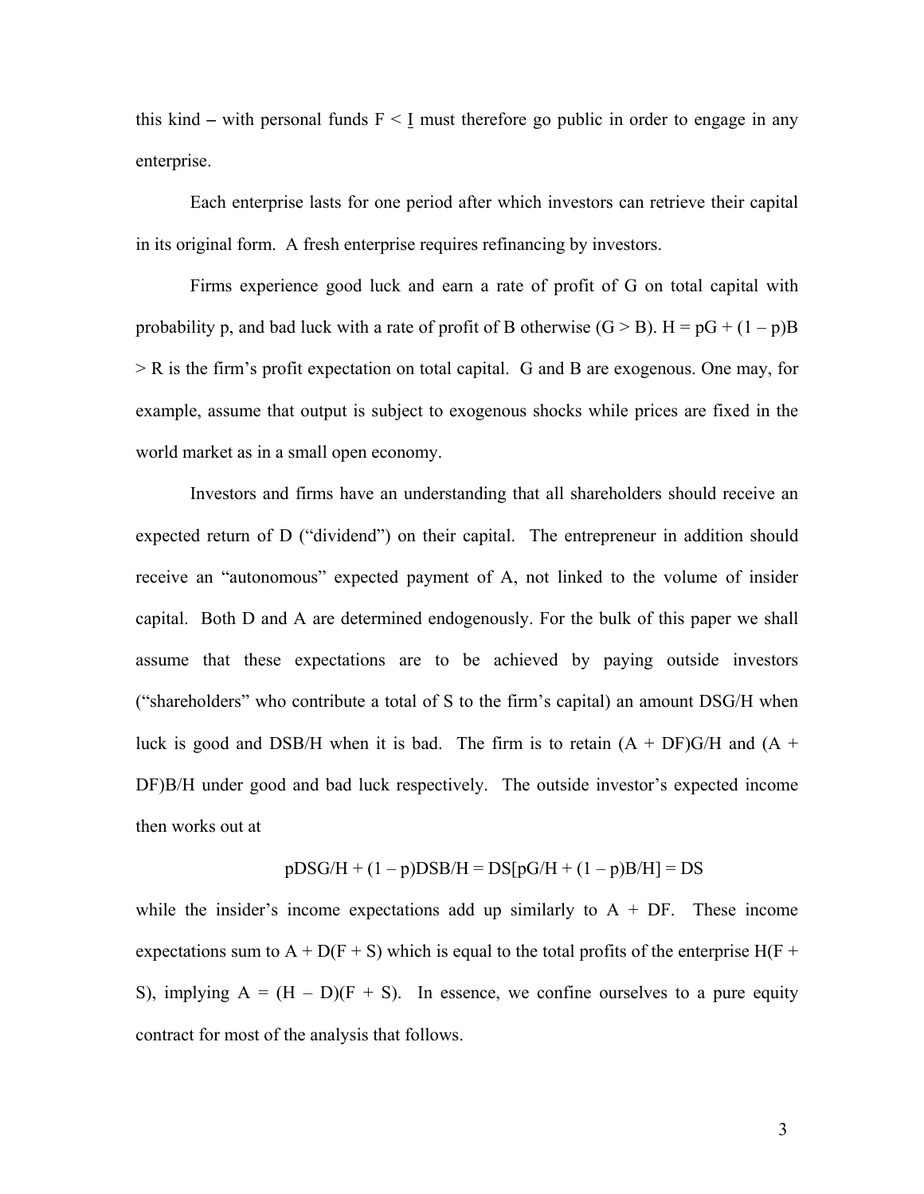this kind – with personal funds $F < \underline{I}$ must therefore go public in order to engage in any enterprise.

Each enterprise lasts for one period after which investors can retrieve their capital in its original form. A fresh enterprise requires refinancing by investors.

Firms experience good luck and earn a rate of profit of G on total capital with probability p, and bad luck with a rate of profit of B otherwise ($G > B$). $H = pG + (1 – p)B > R$ is the firm's profit expectation on total capital. G and B are exogenous. One may, for example, assume that output is subject to exogenous shocks while prices are fixed in the world market as in a small open economy.

Investors and firms have an understanding that all shareholders should receive an expected return of D ("dividend") on their capital. The entrepreneur in addition should receive an "autonomous" expected payment of A, not linked to the volume of insider capital. Both D and A are determined endogenously. For the bulk of this paper we shall assume that these expectations are to be achieved by paying outside investors ("shareholders" who contribute a total of S to the firm's capital) an amount $DSG/H$ when luck is good and $DSB/H$ when it is bad. The firm is to retain $(A + DF)G/H$ and $(A + DF)B/H$ under good and bad luck respectively. The outside investor's expected income then works out at

$$pDSG/H + (1 – p)DSB/H = DS[pG/H + (1 – p)B/H] = DS$$

while the insider's income expectations add up similarly to $A + DF$. These income expectations sum to $A + D(F + S)$ which is equal to the total profits of the enterprise $H(F + S)$, implying $A = (H – D)(F + S)$. In essence, we confine ourselves to a pure equity contract for most of the analysis that follows.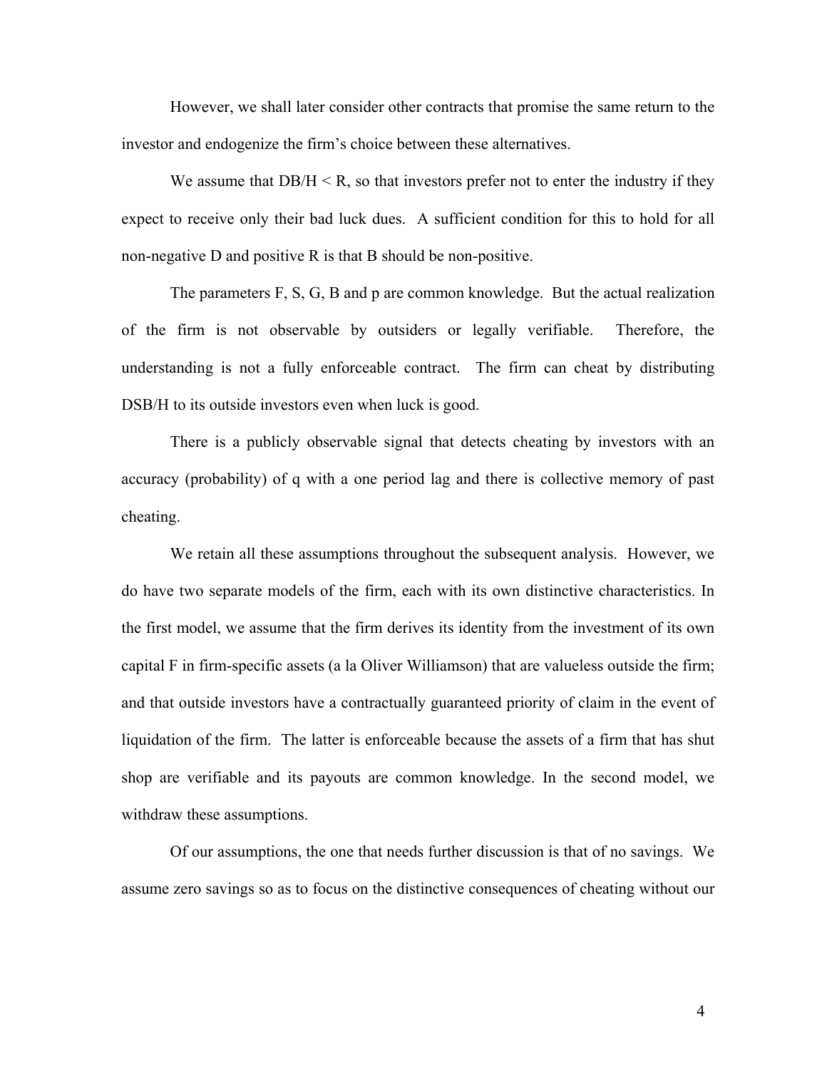However, we shall later consider other contracts that promise the same return to the investor and endogenize the firm's choice between these alternatives.

We assume that $DB/H < R$, so that investors prefer not to enter the industry if they expect to receive only their bad luck dues. A sufficient condition for this to hold for all non-negative D and positive R is that B should be non-positive.

The parameters F, S, G, B and p are common knowledge. But the actual realization of the firm is not observable by outsiders or legally verifiable. Therefore, the understanding is not a fully enforceable contract. The firm can cheat by distributing $DSB/H$ to its outside investors even when luck is good.

There is a publicly observable signal that detects cheating by investors with an accuracy (probability) of q with a one period lag and there is collective memory of past cheating.

We retain all these assumptions throughout the subsequent analysis. However, we do have two separate models of the firm, each with its own distinctive characteristics. In the first model, we assume that the firm derives its identity from the investment of its own capital F in firm-specific assets (a la Oliver Williamson) that are valueless outside the firm; and that outside investors have a contractually guaranteed priority of claim in the event of liquidation of the firm. The latter is enforceable because the assets of a firm that has shut shop are verifiable and its payouts are common knowledge. In the second model, we withdraw these assumptions.

Of our assumptions, the one that needs further discussion is that of no savings. We assume zero savings so as to focus on the distinctive consequences of cheating without our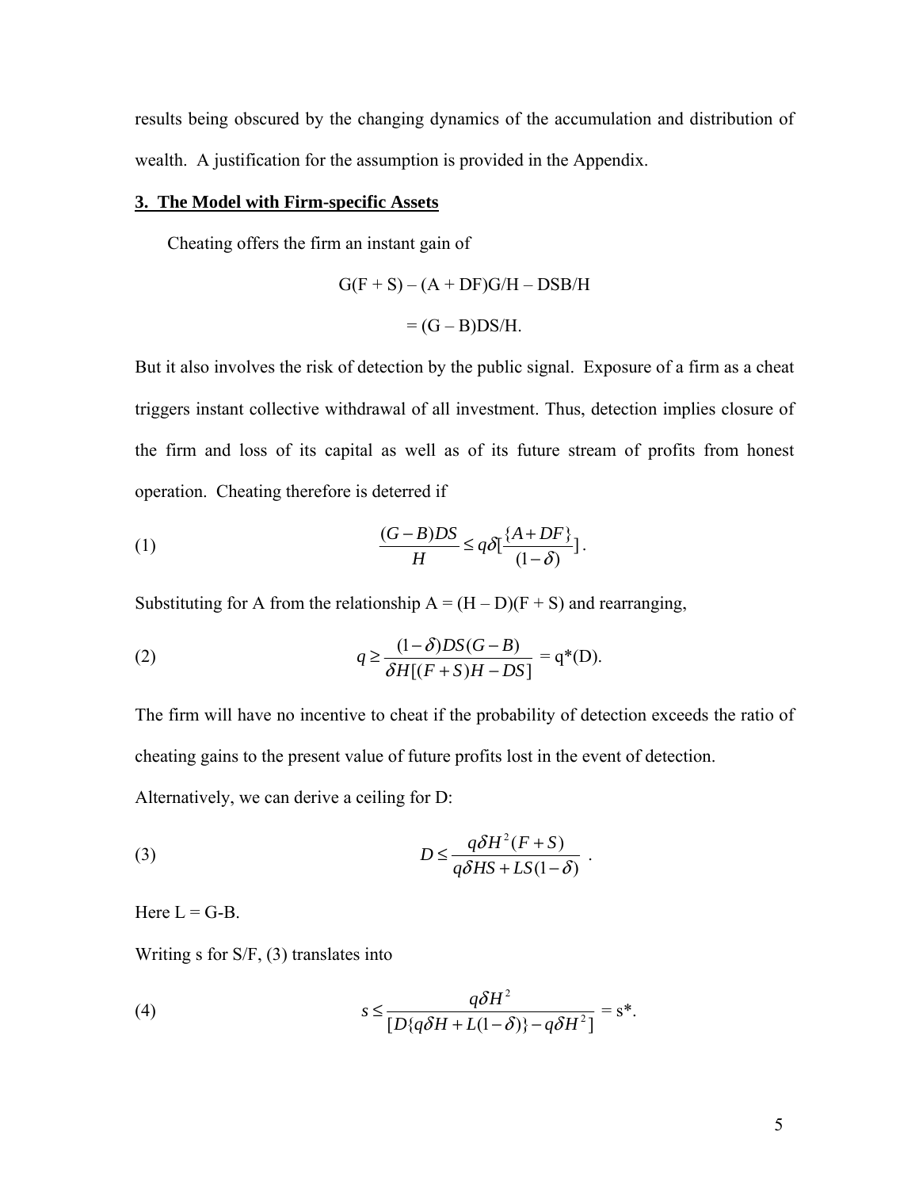results being obscured by the changing dynamics of the accumulation and distribution of wealth. A justification for the assumption is provided in the Appendix.

## 3. The Model with Firm-specific Assets

Cheating offers the firm an instant gain of

$$G(F + S) - (A + DF)G/H - DSB/H$$

$$= (G - B)DS/H.$$

But it also involves the risk of detection by the public signal. Exposure of a firm as a cheat triggers instant collective withdrawal of all investment. Thus, detection implies closure of the firm and loss of its capital as well as of its future stream of profits from honest operation. Cheating therefore is deterred if

$$\frac{(G-B)DS}{H} \leq q\delta\left[\frac{\{A+DF\}}{(1-\delta)}\right]. \tag{1}$$

Substituting for A from the relationship $A = (H - D)(F + S)$ and rearranging,

$$q \geq \frac{(1-\delta)DS(G-B)}{\delta H[(F+S)H - DS]} = q^*(D). \tag{2}$$

The firm will have no incentive to cheat if the probability of detection exceeds the ratio of cheating gains to the present value of future profits lost in the event of detection.

Alternatively, we can derive a ceiling for D:

$$D \leq \frac{q\delta H^2(F+S)}{q\delta HS + LS(1-\delta)}. \tag{3}$$

Here $L = G - B$.

Writing s for S/F, (3) translates into

$$s \leq \frac{q\delta H^2}{[D\{q\delta H + L(1-\delta)\} - q\delta H^2]} = s^*. \tag{4}$$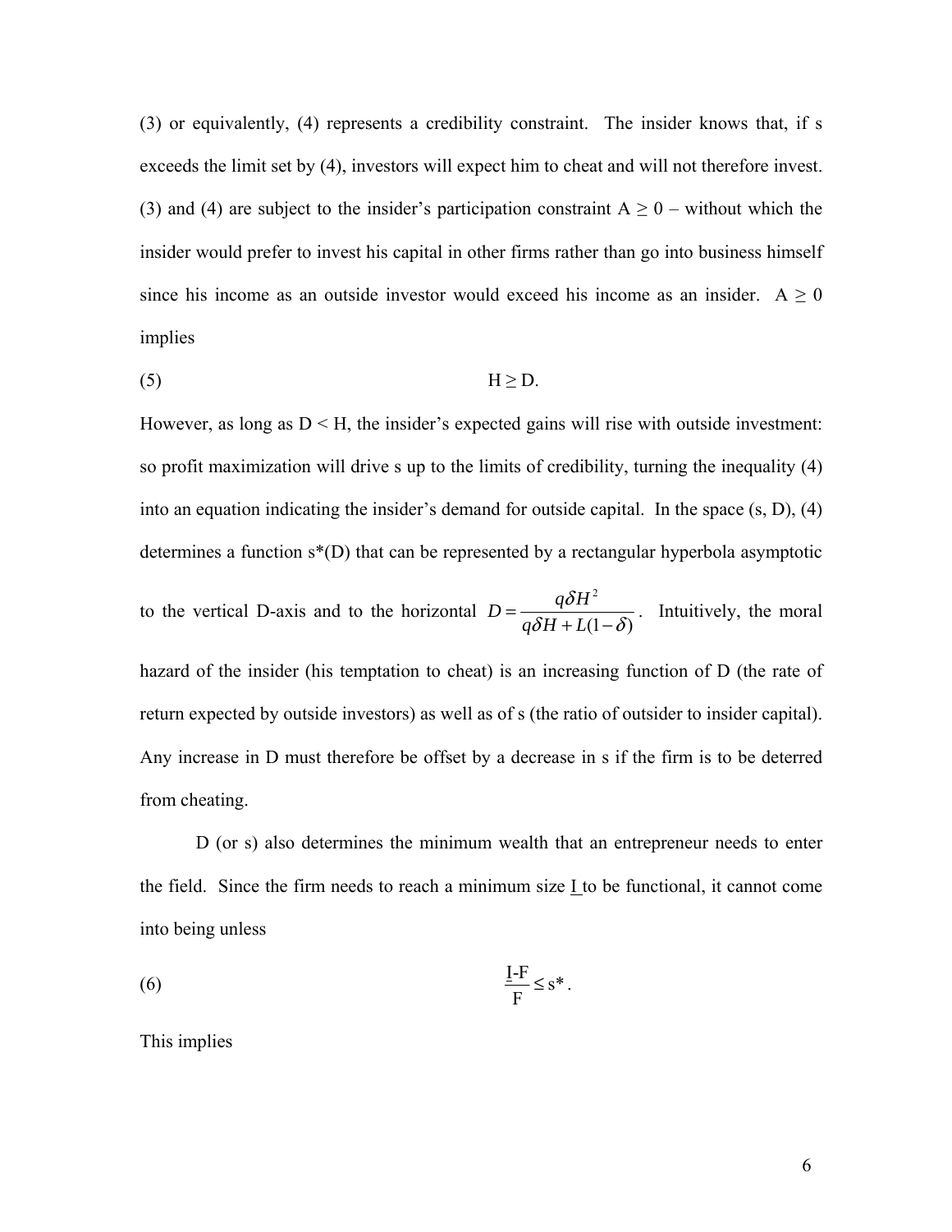(3) or equivalently, (4) represents a credibility constraint. The insider knows that, if s exceeds the limit set by (4), investors will expect him to cheat and will not therefore invest. (3) and (4) are subject to the insider's participation constraint $A \geq 0$ – without which the insider would prefer to invest his capital in other firms rather than go into business himself since his income as an outside investor would exceed his income as an insider. $A \geq 0$ implies

$$H \geq D. \tag{5}$$

However, as long as $D < H$, the insider's expected gains will rise with outside investment: so profit maximization will drive s up to the limits of credibility, turning the inequality (4) into an equation indicating the insider's demand for outside capital. In the space (s, D), (4) determines a function s*(D) that can be represented by a rectangular hyperbola asymptotic to the vertical D-axis and to the horizontal $D = \frac{q\delta H^2}{q\delta H + L(1-\delta)}$. Intuitively, the moral hazard of the insider (his temptation to cheat) is an increasing function of D (the rate of return expected by outside investors) as well as of s (the ratio of outsider to insider capital). Any increase in D must therefore be offset by a decrease in s if the firm is to be deterred from cheating.

D (or s) also determines the minimum wealth that an entrepreneur needs to enter the field. Since the firm needs to reach a minimum size $\underline{I}$ to be functional, it cannot come into being unless

$$\frac{\underline{I}-F}{F} \leq s^*. \tag{6}$$

This implies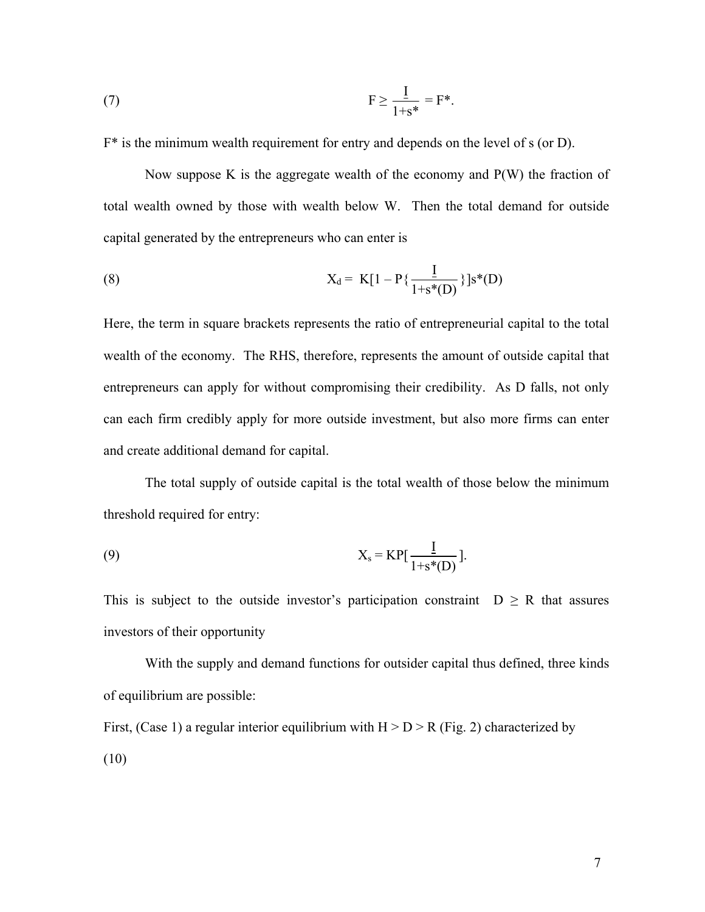$$F \geq \frac{I}{1+s^*} = F^*. \tag{7}$$

$F^*$ is the minimum wealth requirement for entry and depends on the level of s (or D).

Now suppose K is the aggregate wealth of the economy and P(W) the fraction of total wealth owned by those with wealth below W. Then the total demand for outside capital generated by the entrepreneurs who can enter is

$$X_d = K\left[1 - P\left\{\frac{I}{1+s^*(D)}\right\}\right]s^*(D) \tag{8}$$

Here, the term in square brackets represents the ratio of entrepreneurial capital to the total wealth of the economy. The RHS, therefore, represents the amount of outside capital that entrepreneurs can apply for without compromising their credibility. As D falls, not only can each firm credibly apply for more outside investment, but also more firms can enter and create additional demand for capital.

The total supply of outside capital is the total wealth of those below the minimum threshold required for entry:

$$X_s = KP\left[\frac{I}{1+s^*(D)}\right]. \tag{9}$$

This is subject to the outside investor's participation constraint $D \geq R$ that assures investors of their opportunity

With the supply and demand functions for outsider capital thus defined, three kinds of equilibrium are possible:

First, (Case 1) a regular interior equilibrium with $H > D > R$ (Fig. 2) characterized by

(10)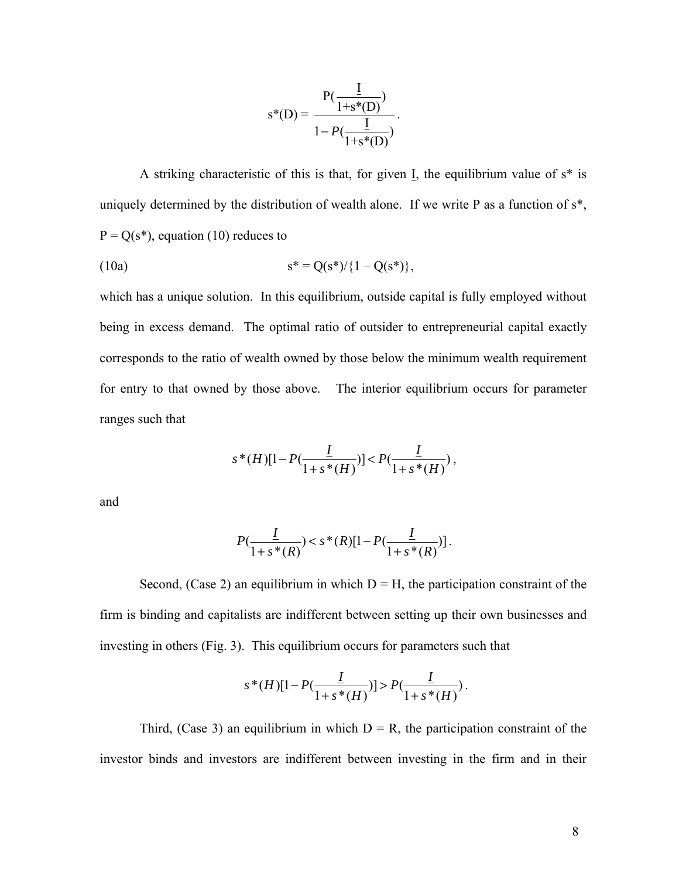$$s^*(D) = \frac{P(\frac{\underline{I}}{1+s^*(D)})}{1-P(\frac{\underline{I}}{1+s^*(D)})}.$$

A striking characteristic of this is that, for given $\underline{I}$, the equilibrium value of $s^*$ is uniquely determined by the distribution of wealth alone. If we write P as a function of $s^*$, $P = Q(s^*)$, equation (10) reduces to

(10a) $$s^* = Q(s^*)/\{1 - Q(s^*)\},$$

which has a unique solution. In this equilibrium, outside capital is fully employed without being in excess demand. The optimal ratio of outsider to entrepreneurial capital exactly corresponds to the ratio of wealth owned by those below the minimum wealth requirement for entry to that owned by those above. The interior equilibrium occurs for parameter ranges such that

$$s^*(H)[1 - P(\frac{\underline{I}}{1+s^*(H)})] < P(\frac{\underline{I}}{1+s^*(H)}),$$

and

$$P(\frac{\underline{I}}{1+s^*(R)}) < s^*(R)[1 - P(\frac{\underline{I}}{1+s^*(R)})].$$

Second, (Case 2) an equilibrium in which D = H, the participation constraint of the firm is binding and capitalists are indifferent between setting up their own businesses and investing in others (Fig. 3). This equilibrium occurs for parameters such that

$$s^*(H)[1 - P(\frac{\underline{I}}{1+s^*(H)})] > P(\frac{\underline{I}}{1+s^*(H)}).$$

Third, (Case 3) an equilibrium in which D = R, the participation constraint of the investor binds and investors are indifferent between investing in the firm and in their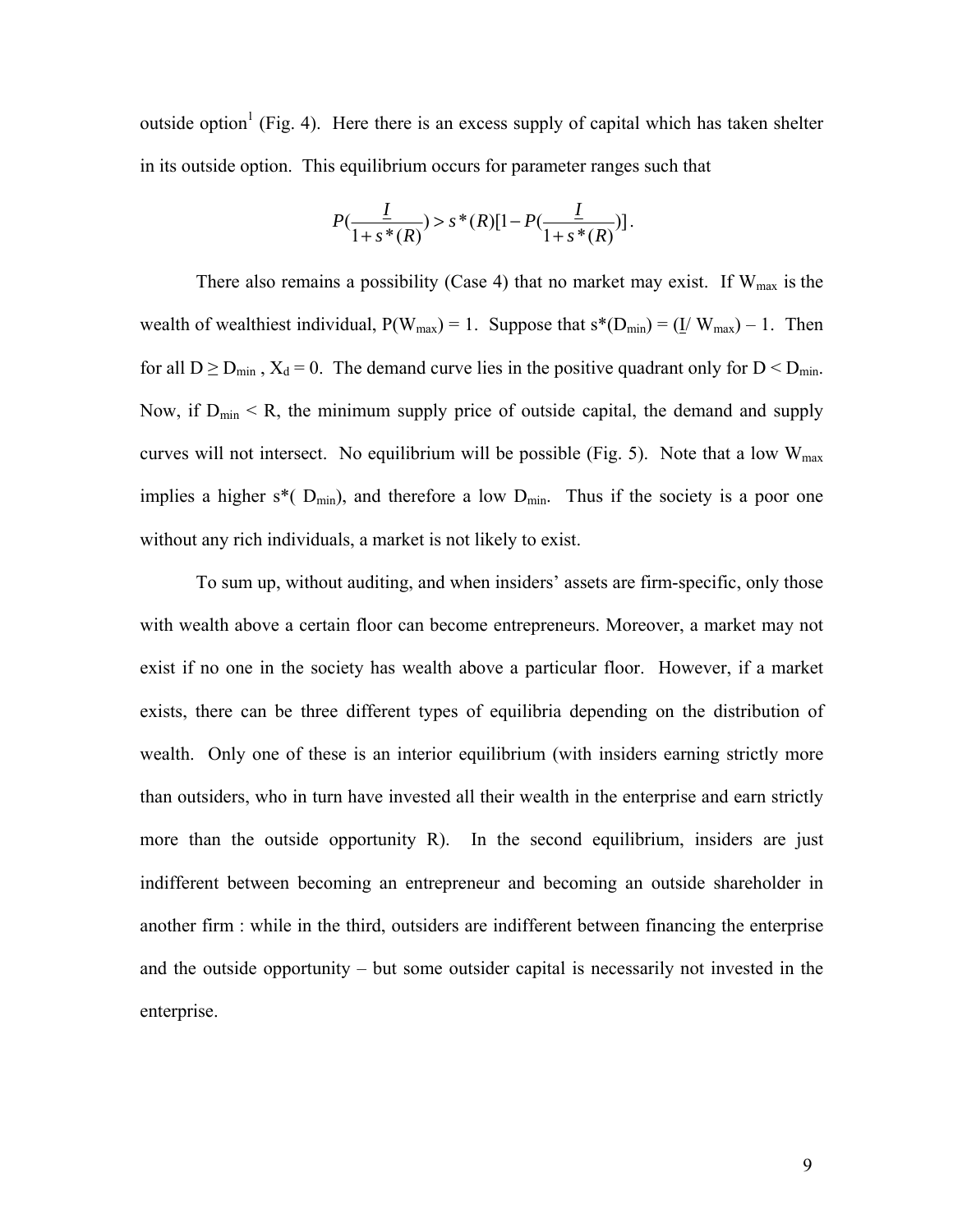outside option[1] (Fig. 4). Here there is an excess supply of capital which has taken shelter in its outside option. This equilibrium occurs for parameter ranges such that

$$P\left(\frac{\underline{I}}{1+s^*(R)}\right) > s^*(R)\left[1-P\left(\frac{\underline{I}}{1+s^*(R)}\right)\right].$$

There also remains a possibility (Case 4) that no market may exist. If $W_{max}$ is the wealth of wealthiest individual, $P(W_{max}) = 1$. Suppose that $s^*(D_{min}) = (\underline{I}/W_{max}) - 1$. Then for all $D \geq D_{min}$, $X_d = 0$. The demand curve lies in the positive quadrant only for $D < D_{min}$. Now, if $D_{min} < R$, the minimum supply price of outside capital, the demand and supply curves will not intersect. No equilibrium will be possible (Fig. 5). Note that a low $W_{max}$ implies a higher $s^*(D_{min})$, and therefore a low $D_{min}$. Thus if the society is a poor one without any rich individuals, a market is not likely to exist.

To sum up, without auditing, and when insiders' assets are firm-specific, only those with wealth above a certain floor can become entrepreneurs. Moreover, a market may not exist if no one in the society has wealth above a particular floor. However, if a market exists, there can be three different types of equilibria depending on the distribution of wealth. Only one of these is an interior equilibrium (with insiders earning strictly more than outsiders, who in turn have invested all their wealth in the enterprise and earn strictly more than the outside opportunity R). In the second equilibrium, insiders are just indifferent between becoming an entrepreneur and becoming an outside shareholder in another firm : while in the third, outsiders are indifferent between financing the enterprise and the outside opportunity – but some outsider capital is necessarily not invested in the enterprise.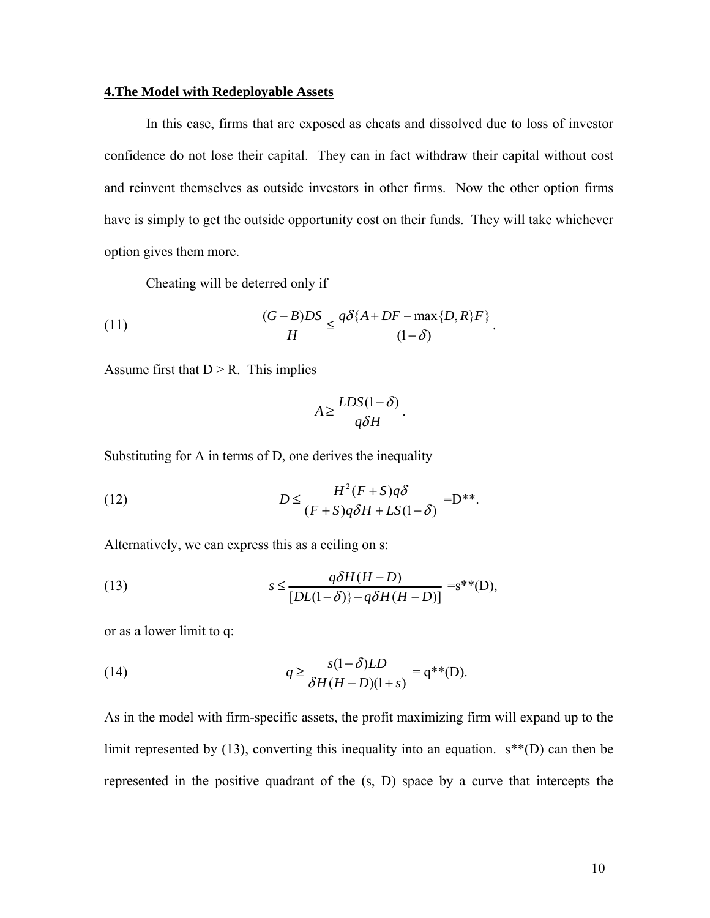## 4. The Model with Redeployable Assets

In this case, firms that are exposed as cheats and dissolved due to loss of investor confidence do not lose their capital. They can in fact withdraw their capital without cost and reinvent themselves as outside investors in other firms. Now the other option firms have is simply to get the outside opportunity cost on their funds. They will take whichever option gives them more.

Cheating will be deterred only if

$$\frac{(G-B)DS}{H} \leq \frac{q\delta\{A + DF - \max\{D,R\}F\}}{(1-\delta)}. \tag{11}$$

Assume first that D > R. This implies

$$A \geq \frac{LDS(1-\delta)}{q\delta H}.$$

Substituting for A in terms of D, one derives the inequality

$$D \leq \frac{H^2(F+S)q\delta}{(F+S)q\delta H + LS(1-\delta)} = D^{**}. \tag{12}$$

Alternatively, we can express this as a ceiling on s:

$$s \leq \frac{q\delta H(H-D)}{[DL(1-\delta)\} - q\delta H(H-D)]} = s^{**}(D), \tag{13}$$

or as a lower limit to q:

$$q \geq \frac{s(1-\delta)LD}{\delta H(H-D)(1+s)} = q^{**}(D). \tag{14}$$

As in the model with firm-specific assets, the profit maximizing firm will expand up to the limit represented by (13), converting this inequality into an equation. s**(D) can then be represented in the positive quadrant of the (s, D) space by a curve that intercepts the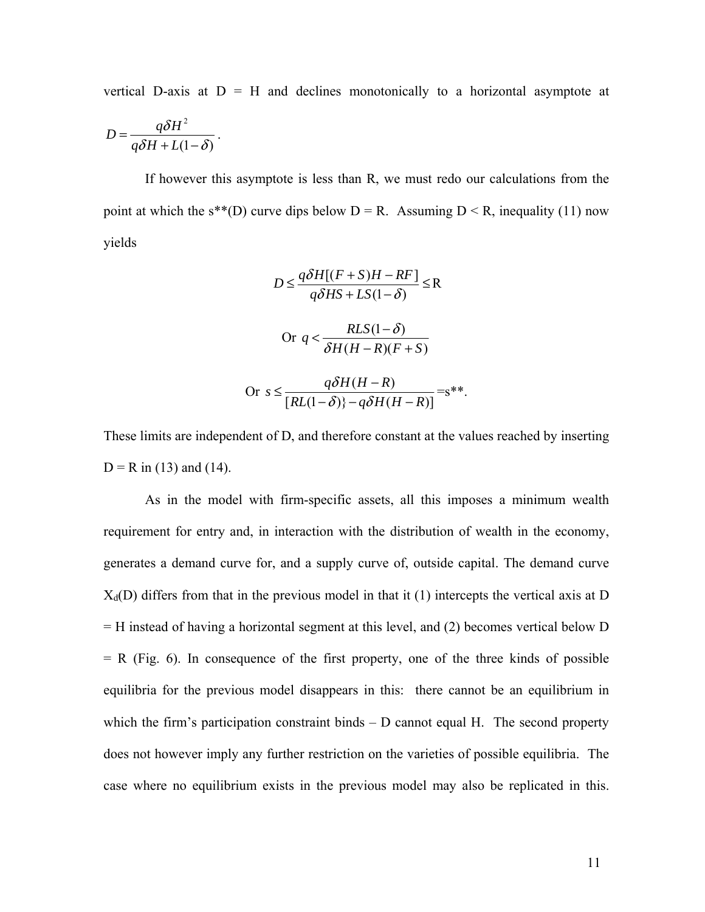vertical D-axis at D = H and declines monotonically to a horizontal asymptote at $D = \frac{q\delta H^2}{q\delta H + L(1-\delta)}$.

If however this asymptote is less than R, we must redo our calculations from the point at which the s**(D) curve dips below D = R. Assuming D < R, inequality (11) now yields

$$D \leq \frac{q\delta H[(F+S)H - RF]}{q\delta HS + LS(1-\delta)} \leq \mathrm{R}$$

$$\text{Or } q < \frac{RLS(1-\delta)}{\delta H(H-R)(F+S)}$$

$$\text{Or } s \leq \frac{q\delta H(H-R)}{[RL(1-\delta)\} - q\delta H(H-R)]} = \text{s**}.$$

These limits are independent of D, and therefore constant at the values reached by inserting D = R in (13) and (14).

As in the model with firm-specific assets, all this imposes a minimum wealth requirement for entry and, in interaction with the distribution of wealth in the economy, generates a demand curve for, and a supply curve of, outside capital. The demand curve $X_d(D)$ differs from that in the previous model in that it (1) intercepts the vertical axis at D = H instead of having a horizontal segment at this level, and (2) becomes vertical below D = R (Fig. 6). In consequence of the first property, one of the three kinds of possible equilibria for the previous model disappears in this: there cannot be an equilibrium in which the firm's participation constraint binds – D cannot equal H. The second property does not however imply any further restriction on the varieties of possible equilibria. The case where no equilibrium exists in the previous model may also be replicated in this.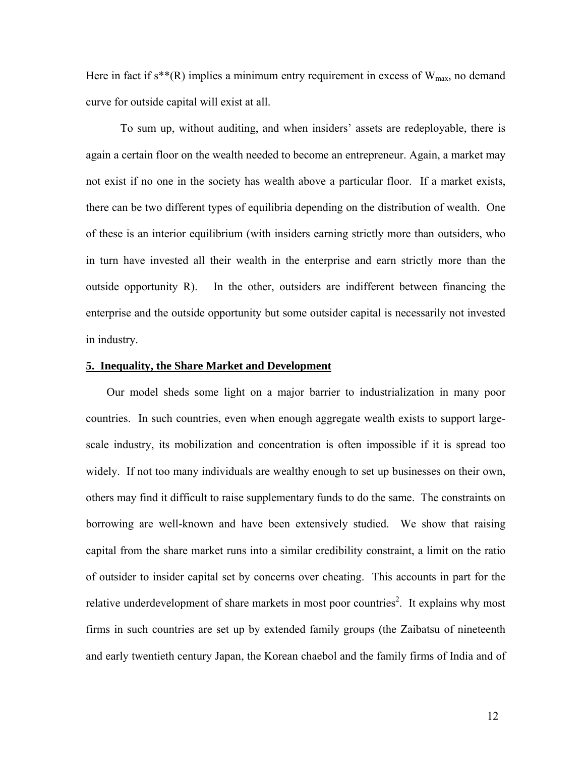Here in fact if $s^{**}(R)$ implies a minimum entry requirement in excess of $W_{max}$, no demand curve for outside capital will exist at all.

To sum up, without auditing, and when insiders' assets are redeployable, there is again a certain floor on the wealth needed to become an entrepreneur. Again, a market may not exist if no one in the society has wealth above a particular floor. If a market exists, there can be two different types of equilibria depending on the distribution of wealth. One of these is an interior equilibrium (with insiders earning strictly more than outsiders, who in turn have invested all their wealth in the enterprise and earn strictly more than the outside opportunity R). In the other, outsiders are indifferent between financing the enterprise and the outside opportunity but some outsider capital is necessarily not invested in industry.

## 5. Inequality, the Share Market and Development

Our model sheds some light on a major barrier to industrialization in many poor countries. In such countries, even when enough aggregate wealth exists to support large-scale industry, its mobilization and concentration is often impossible if it is spread too widely. If not too many individuals are wealthy enough to set up businesses on their own, others may find it difficult to raise supplementary funds to do the same. The constraints on borrowing are well-known and have been extensively studied. We show that raising capital from the share market runs into a similar credibility constraint, a limit on the ratio of outsider to insider capital set by concerns over cheating. This accounts in part for the relative underdevelopment of share markets in most poor countries[2]. It explains why most firms in such countries are set up by extended family groups (the Zaibatsu of nineteenth and early twentieth century Japan, the Korean chaebol and the family firms of India and of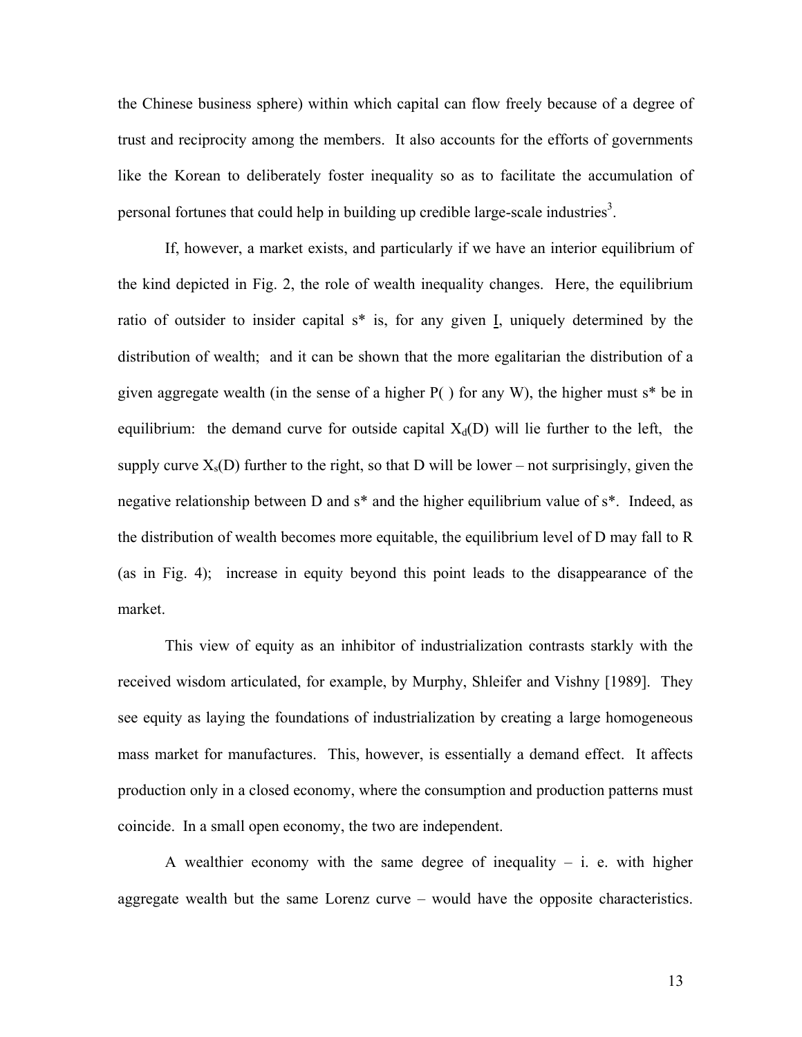the Chinese business sphere) within which capital can flow freely because of a degree of trust and reciprocity among the members. It also accounts for the efforts of governments like the Korean to deliberately foster inequality so as to facilitate the accumulation of personal fortunes that could help in building up credible large-scale industries[3].

If, however, a market exists, and particularly if we have an interior equilibrium of the kind depicted in Fig. 2, the role of wealth inequality changes. Here, the equilibrium ratio of outsider to insider capital s* is, for any given $\underline{I}$, uniquely determined by the distribution of wealth; and it can be shown that the more egalitarian the distribution of a given aggregate wealth (in the sense of a higher P( ) for any W), the higher must s* be in equilibrium: the demand curve for outside capital $X_d(D)$ will lie further to the left, the supply curve $X_s(D)$ further to the right, so that D will be lower – not surprisingly, given the negative relationship between D and s* and the higher equilibrium value of s*. Indeed, as the distribution of wealth becomes more equitable, the equilibrium level of D may fall to R (as in Fig. 4); increase in equity beyond this point leads to the disappearance of the market.

This view of equity as an inhibitor of industrialization contrasts starkly with the received wisdom articulated, for example, by Murphy, Shleifer and Vishny [1989]. They see equity as laying the foundations of industrialization by creating a large homogeneous mass market for manufactures. This, however, is essentially a demand effect. It affects production only in a closed economy, where the consumption and production patterns must coincide. In a small open economy, the two are independent.

A wealthier economy with the same degree of inequality – i. e. with higher aggregate wealth but the same Lorenz curve – would have the opposite characteristics.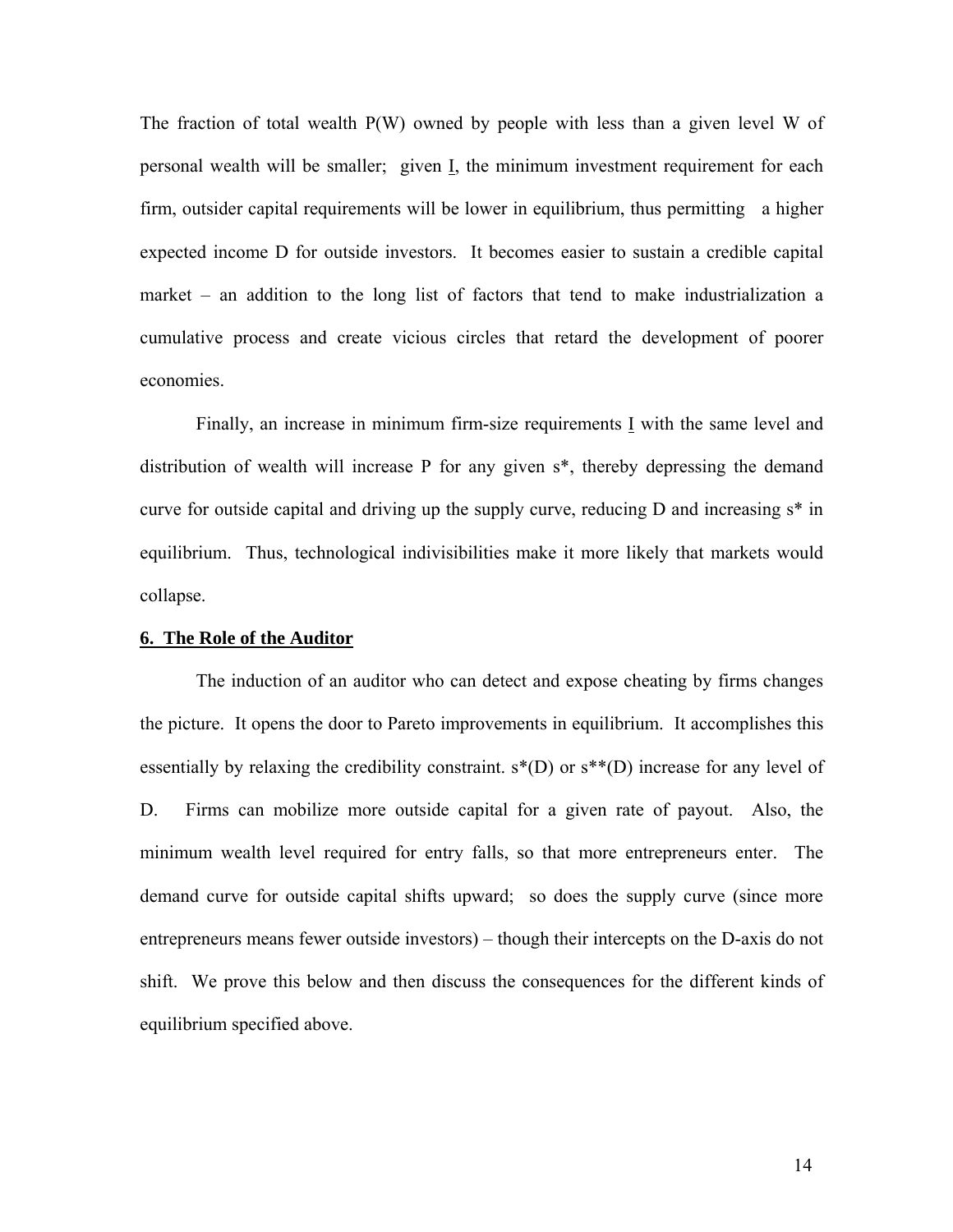The fraction of total wealth $P(W)$ owned by people with less than a given level $W$ of personal wealth will be smaller; given $\underline{I}$, the minimum investment requirement for each firm, outsider capital requirements will be lower in equilibrium, thus permitting a higher expected income $D$ for outside investors. It becomes easier to sustain a credible capital market – an addition to the long list of factors that tend to make industrialization a cumulative process and create vicious circles that retard the development of poorer economies.

Finally, an increase in minimum firm-size requirements $\underline{I}$ with the same level and distribution of wealth will increase $P$ for any given $s^*$, thereby depressing the demand curve for outside capital and driving up the supply curve, reducing $D$ and increasing $s^*$ in equilibrium. Thus, technological indivisibilities make it more likely that markets would collapse.

## 6. The Role of the Auditor

The induction of an auditor who can detect and expose cheating by firms changes the picture. It opens the door to Pareto improvements in equilibrium. It accomplishes this essentially by relaxing the credibility constraint. $s^*(D)$ or $s^{**}(D)$ increase for any level of $D$. Firms can mobilize more outside capital for a given rate of payout. Also, the minimum wealth level required for entry falls, so that more entrepreneurs enter. The demand curve for outside capital shifts upward; so does the supply curve (since more entrepreneurs means fewer outside investors) – though their intercepts on the D-axis do not shift. We prove this below and then discuss the consequences for the different kinds of equilibrium specified above.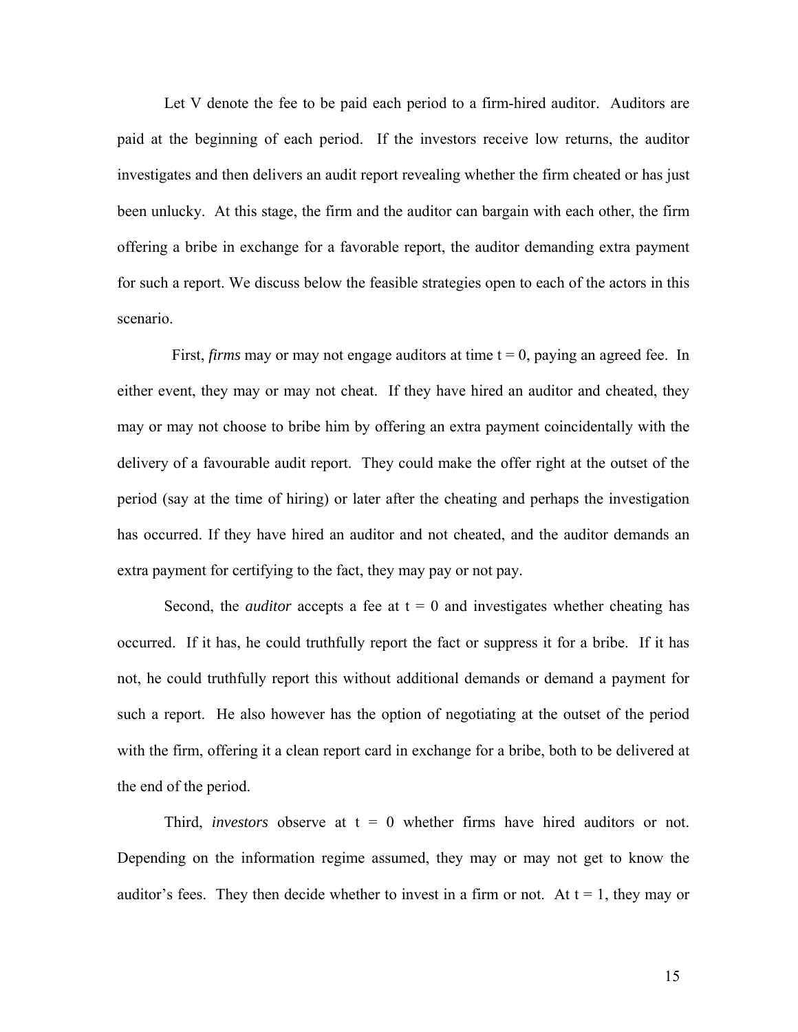Let V denote the fee to be paid each period to a firm-hired auditor. Auditors are paid at the beginning of each period. If the investors receive low returns, the auditor investigates and then delivers an audit report revealing whether the firm cheated or has just been unlucky. At this stage, the firm and the auditor can bargain with each other, the firm offering a bribe in exchange for a favorable report, the auditor demanding extra payment for such a report. We discuss below the feasible strategies open to each of the actors in this scenario.

First, *firms* may or may not engage auditors at time $t = 0$, paying an agreed fee. In either event, they may or may not cheat. If they have hired an auditor and cheated, they may or may not choose to bribe him by offering an extra payment coincidentally with the delivery of a favourable audit report. They could make the offer right at the outset of the period (say at the time of hiring) or later after the cheating and perhaps the investigation has occurred. If they have hired an auditor and not cheated, and the auditor demands an extra payment for certifying to the fact, they may pay or not pay.

Second, the *auditor* accepts a fee at $t = 0$ and investigates whether cheating has occurred. If it has, he could truthfully report the fact or suppress it for a bribe. If it has not, he could truthfully report this without additional demands or demand a payment for such a report. He also however has the option of negotiating at the outset of the period with the firm, offering it a clean report card in exchange for a bribe, both to be delivered at the end of the period.

Third, *investors* observe at $t = 0$ whether firms have hired auditors or not. Depending on the information regime assumed, they may or may not get to know the auditor's fees. They then decide whether to invest in a firm or not. At $t = 1$, they may or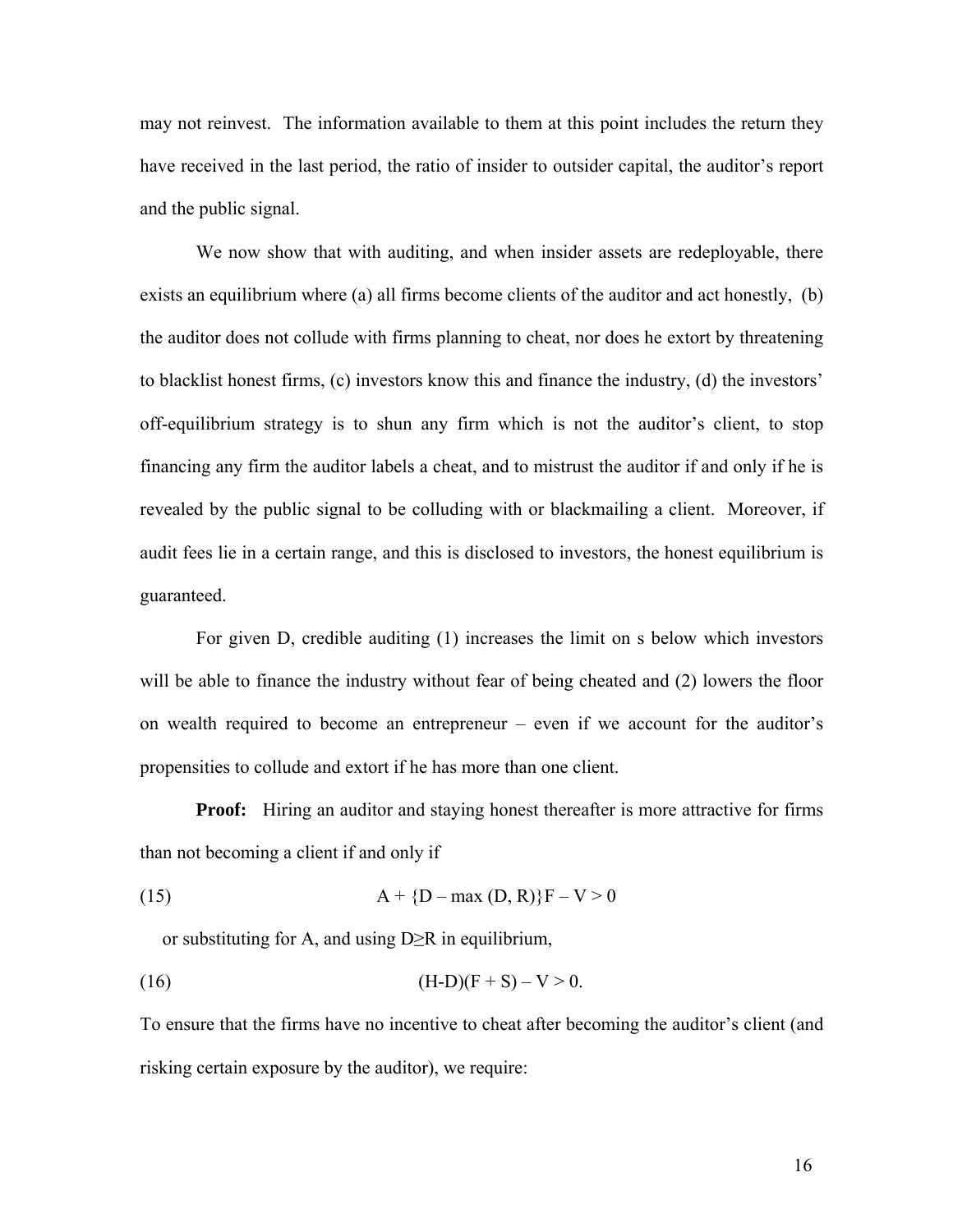may not reinvest. The information available to them at this point includes the return they have received in the last period, the ratio of insider to outsider capital, the auditor's report and the public signal.

We now show that with auditing, and when insider assets are redeployable, there exists an equilibrium where (a) all firms become clients of the auditor and act honestly, (b) the auditor does not collude with firms planning to cheat, nor does he extort by threatening to blacklist honest firms, (c) investors know this and finance the industry, (d) the investors' off-equilibrium strategy is to shun any firm which is not the auditor's client, to stop financing any firm the auditor labels a cheat, and to mistrust the auditor if and only if he is revealed by the public signal to be colluding with or blackmailing a client. Moreover, if audit fees lie in a certain range, and this is disclosed to investors, the honest equilibrium is guaranteed.

For given D, credible auditing (1) increases the limit on s below which investors will be able to finance the industry without fear of being cheated and (2) lowers the floor on wealth required to become an entrepreneur – even if we account for the auditor's propensities to collude and extort if he has more than one client.

**Proof:** Hiring an auditor and staying honest thereafter is more attractive for firms than not becoming a client if and only if

$$A + \{D - \max(D, R)\}F - V > 0 \tag{15}$$

or substituting for A, and using $D \geq R$ in equilibrium,

$$(H-D)(F + S) - V > 0. \tag{16}$$

To ensure that the firms have no incentive to cheat after becoming the auditor's client (and risking certain exposure by the auditor), we require: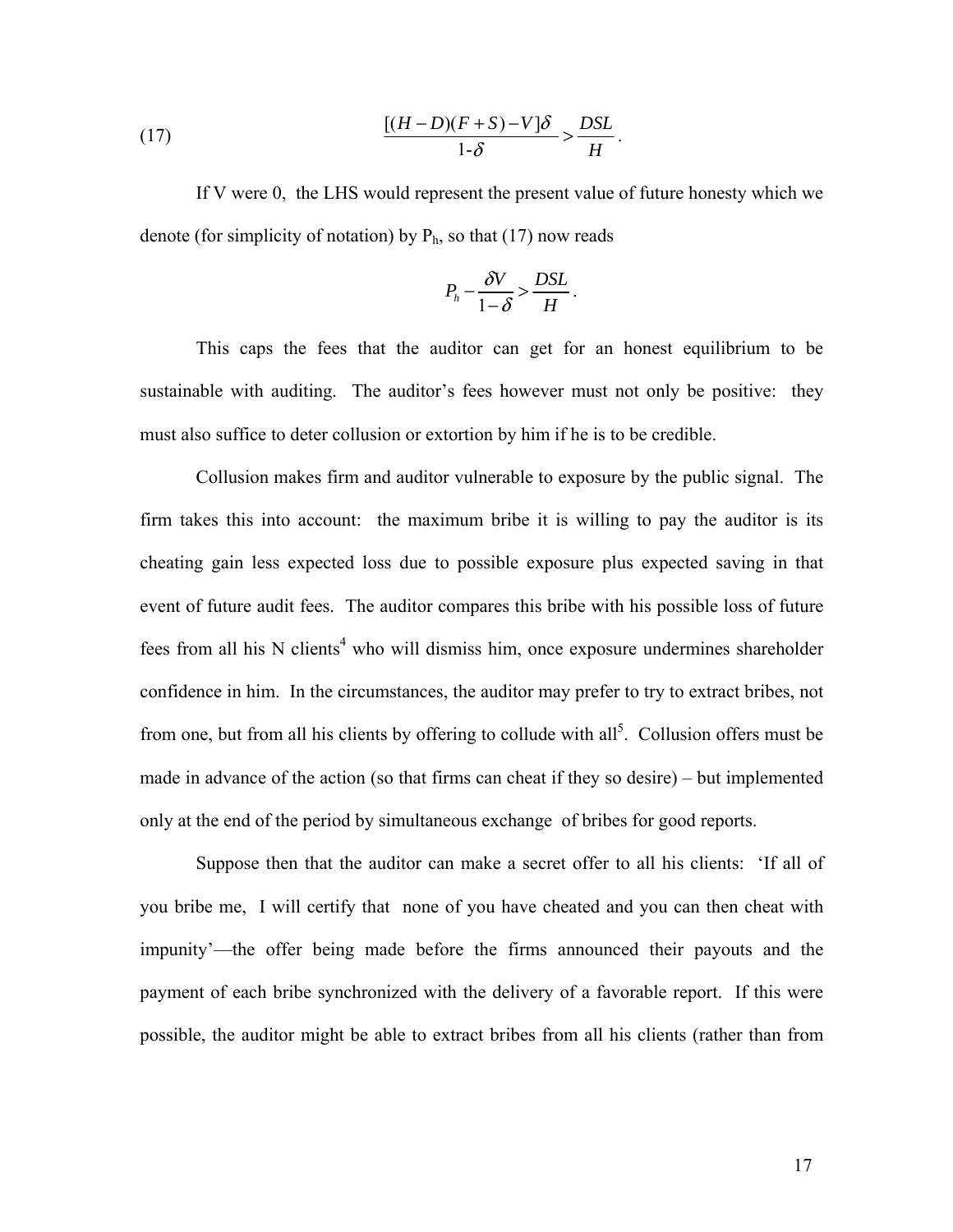$$\text{(17)} \qquad \frac{[(H-D)(F+S)-V]\delta}{1\text{-}\delta} > \frac{DSL}{H}.$$

If V were 0, the LHS would represent the present value of future honesty which we denote (for simplicity of notation) by $P_h$, so that (17) now reads

$$P_h - \frac{\delta V}{1-\delta} > \frac{DSL}{H}.$$

This caps the fees that the auditor can get for an honest equilibrium to be sustainable with auditing. The auditor's fees however must not only be positive: they must also suffice to deter collusion or extortion by him if he is to be credible.

Collusion makes firm and auditor vulnerable to exposure by the public signal. The firm takes this into account: the maximum bribe it is willing to pay the auditor is its cheating gain less expected loss due to possible exposure plus expected saving in that event of future audit fees. The auditor compares this bribe with his possible loss of future fees from all his N clients[4] who will dismiss him, once exposure undermines shareholder confidence in him. In the circumstances, the auditor may prefer to try to extract bribes, not from one, but from all his clients by offering to collude with all[5]. Collusion offers must be made in advance of the action (so that firms can cheat if they so desire) – but implemented only at the end of the period by simultaneous exchange of bribes for good reports.

Suppose then that the auditor can make a secret offer to all his clients: 'If all of you bribe me, I will certify that none of you have cheated and you can then cheat with impunity'—the offer being made before the firms announced their payouts and the payment of each bribe synchronized with the delivery of a favorable report. If this were possible, the auditor might be able to extract bribes from all his clients (rather than from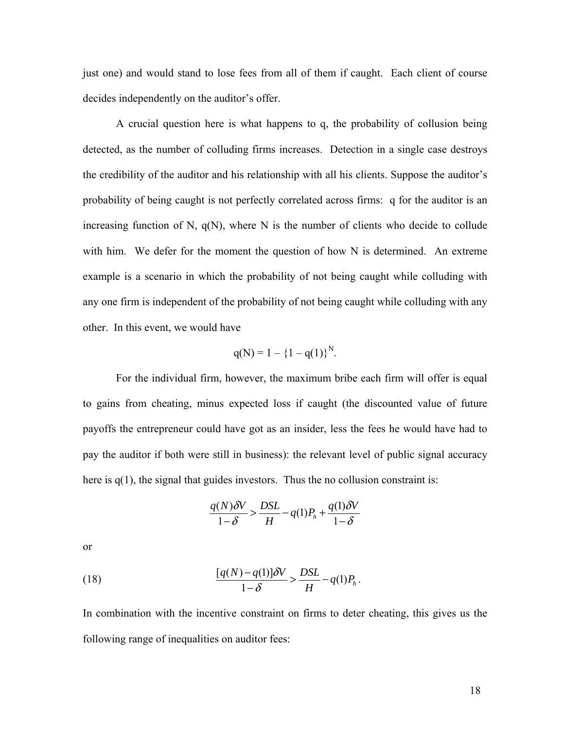just one) and would stand to lose fees from all of them if caught. Each client of course decides independently on the auditor's offer.

A crucial question here is what happens to q, the probability of collusion being detected, as the number of colluding firms increases. Detection in a single case destroys the credibility of the auditor and his relationship with all his clients. Suppose the auditor's probability of being caught is not perfectly correlated across firms: q for the auditor is an increasing function of N, q(N), where N is the number of clients who decide to collude with him. We defer for the moment the question of how N is determined. An extreme example is a scenario in which the probability of not being caught while colluding with any one firm is independent of the probability of not being caught while colluding with any other. In this event, we would have

$$q(N) = 1 - \{1 - q(1)\}^N.$$

For the individual firm, however, the maximum bribe each firm will offer is equal to gains from cheating, minus expected loss if caught (the discounted value of future payoffs the entrepreneur could have got as an insider, less the fees he would have had to pay the auditor if both were still in business): the relevant level of public signal accuracy here is q(1), the signal that guides investors. Thus the no collusion constraint is:

$$\frac{q(N)\delta V}{1-\delta} > \frac{DSL}{H} - q(1)P_h + \frac{q(1)\delta V}{1-\delta}$$

or

$$\frac{[q(N)-q(1)]\delta V}{1-\delta} > \frac{DSL}{H} - q(1)P_h . \tag{18}$$

In combination with the incentive constraint on firms to deter cheating, this gives us the following range of inequalities on auditor fees: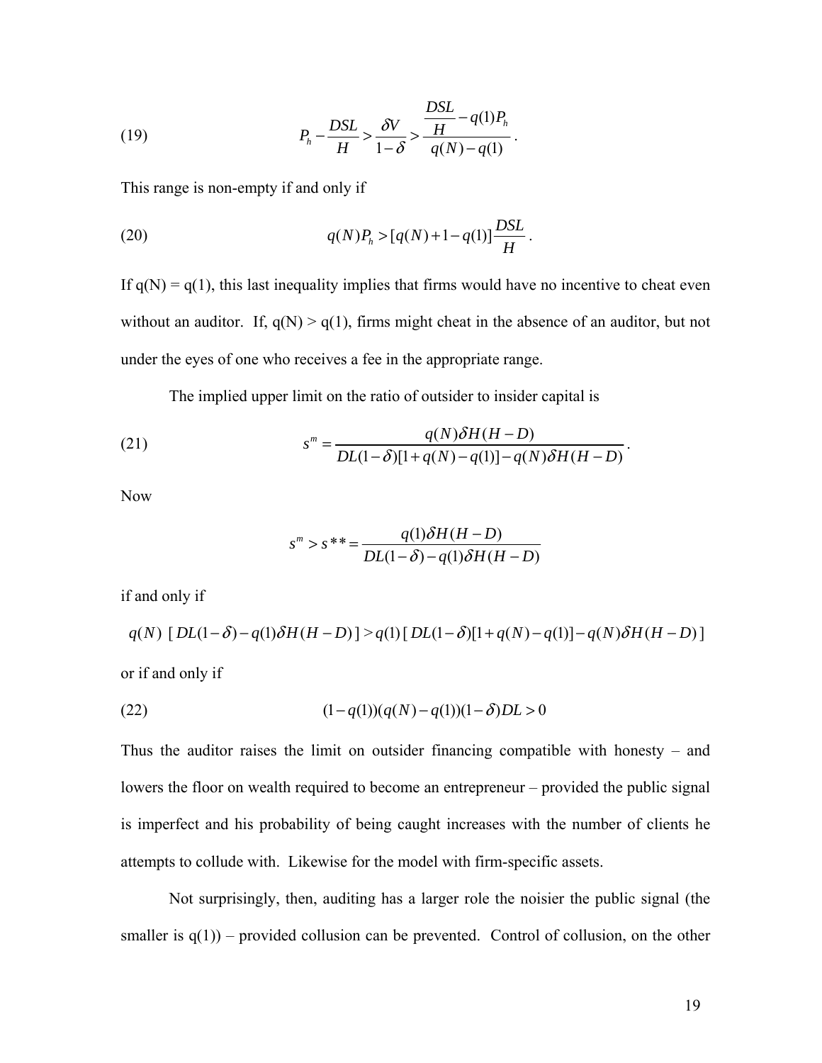(19)
$$P_h - \frac{DSL}{H} > \frac{\delta V}{1-\delta} > \frac{\frac{DSL}{H} - q(1)P_h}{q(N) - q(1)} .$$

This range is non-empty if and only if

(20)
$$q(N)P_h > [q(N) + 1 - q(1)]\frac{DSL}{H} .$$

If q(N) = q(1), this last inequality implies that firms would have no incentive to cheat even without an auditor. If, q(N) > q(1), firms might cheat in the absence of an auditor, but not under the eyes of one who receives a fee in the appropriate range.

The implied upper limit on the ratio of outsider to insider capital is

(21)
$$s^m = \frac{q(N)\delta H(H-D)}{DL(1-\delta)[1+q(N)-q(1)] - q(N)\delta H(H-D)} .$$

Now

$$s^m > s^{**} = \frac{q(1)\delta H(H-D)}{DL(1-\delta) - q(1)\delta H(H-D)}$$

if and only if

$$q(N)\ [\,DL(1-\delta) - q(1)\delta H(H-D)\,] > q(1)\,[\,DL(1-\delta)[1+q(N)-q(1)] - q(N)\delta H(H-D)\,]$$

or if and only if

(22)
$$(1-q(1))(q(N)-q(1))(1-\delta)DL > 0$$

Thus the auditor raises the limit on outsider financing compatible with honesty – and lowers the floor on wealth required to become an entrepreneur – provided the public signal is imperfect and his probability of being caught increases with the number of clients he attempts to collude with. Likewise for the model with firm-specific assets.

Not surprisingly, then, auditing has a larger role the noisier the public signal (the smaller is q(1)) – provided collusion can be prevented. Control of collusion, on the other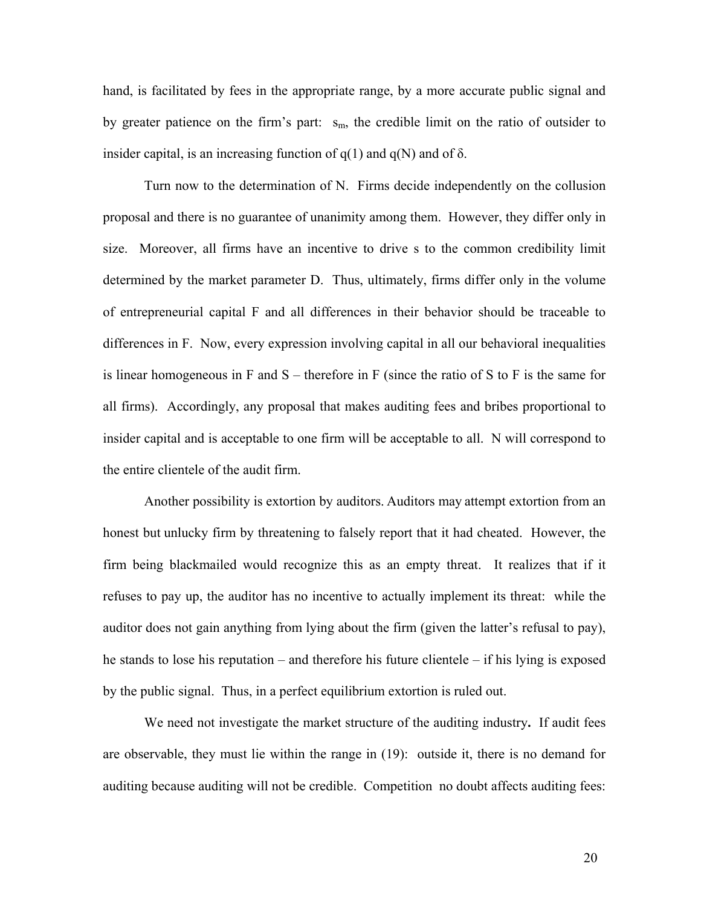hand, is facilitated by fees in the appropriate range, by a more accurate public signal and by greater patience on the firm's part: $s_m$, the credible limit on the ratio of outsider to insider capital, is an increasing function of q(1) and q(N) and of $\delta$.

Turn now to the determination of N. Firms decide independently on the collusion proposal and there is no guarantee of unanimity among them. However, they differ only in size. Moreover, all firms have an incentive to drive s to the common credibility limit determined by the market parameter D. Thus, ultimately, firms differ only in the volume of entrepreneurial capital F and all differences in their behavior should be traceable to differences in F. Now, every expression involving capital in all our behavioral inequalities is linear homogeneous in F and S – therefore in F (since the ratio of S to F is the same for all firms). Accordingly, any proposal that makes auditing fees and bribes proportional to insider capital and is acceptable to one firm will be acceptable to all. N will correspond to the entire clientele of the audit firm.

Another possibility is extortion by auditors. Auditors may attempt extortion from an honest but unlucky firm by threatening to falsely report that it had cheated. However, the firm being blackmailed would recognize this as an empty threat. It realizes that if it refuses to pay up, the auditor has no incentive to actually implement its threat: while the auditor does not gain anything from lying about the firm (given the latter's refusal to pay), he stands to lose his reputation – and therefore his future clientele – if his lying is exposed by the public signal. Thus, in a perfect equilibrium extortion is ruled out.

We need not investigate the market structure of the auditing industry**.** If audit fees are observable, they must lie within the range in (19): outside it, there is no demand for auditing because auditing will not be credible. Competition no doubt affects auditing fees: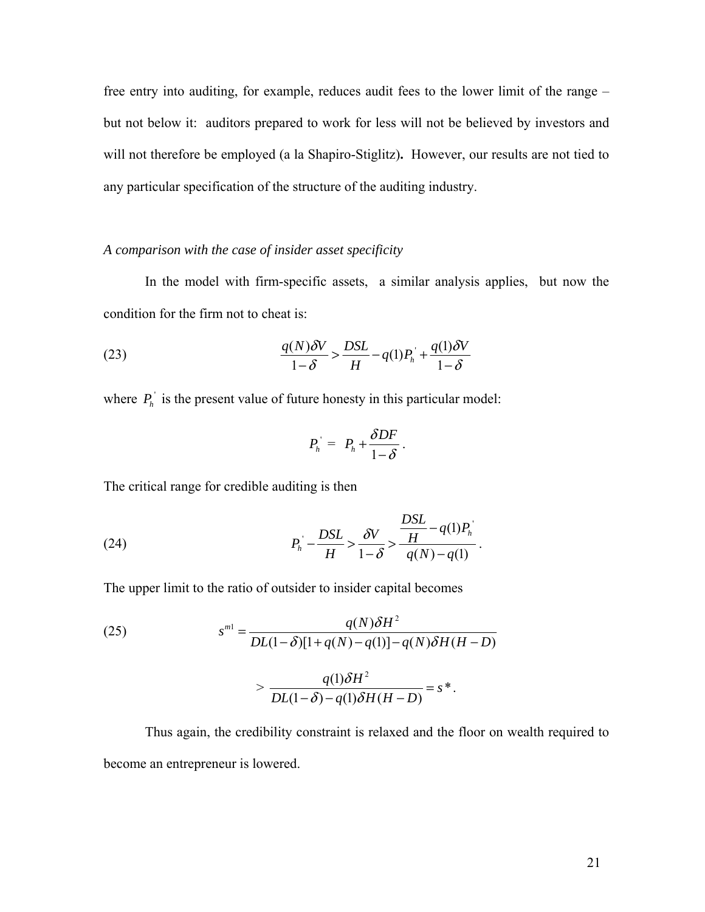free entry into auditing, for example, reduces audit fees to the lower limit of the range – but not below it: auditors prepared to work for less will not be believed by investors and will not therefore be employed (a la Shapiro-Stiglitz)**.** However, our results are not tied to any particular specification of the structure of the auditing industry.

*A comparison with the case of insider asset specificity*

In the model with firm-specific assets, a similar analysis applies, but now the condition for the firm not to cheat is:

$$\text{(23)} \qquad \frac{q(N)\delta V}{1-\delta} > \frac{DSL}{H} - q(1)P_h^{'} + \frac{q(1)\delta V}{1-\delta}$$

where $P_h^{'}$ is the present value of future honesty in this particular model:

$$P_h^{'} = P_h + \frac{\delta DF}{1-\delta}.$$

The critical range for credible auditing is then

$$\text{(24)} \qquad P_h^{'} - \frac{DSL}{H} > \frac{\delta V}{1-\delta} > \frac{\frac{DSL}{H} - q(1)P_h^{'}}{q(N) - q(1)}.$$

The upper limit to the ratio of outsider to insider capital becomes

$$\text{(25)} \qquad s^{m1} = \frac{q(N)\delta H^2}{DL(1-\delta)[1 + q(N) - q(1)] - q(N)\delta H(H-D)}$$

$$> \frac{q(1)\delta H^2}{DL(1-\delta) - q(1)\delta H(H-D)} = s^*.$$

Thus again, the credibility constraint is relaxed and the floor on wealth required to become an entrepreneur is lowered.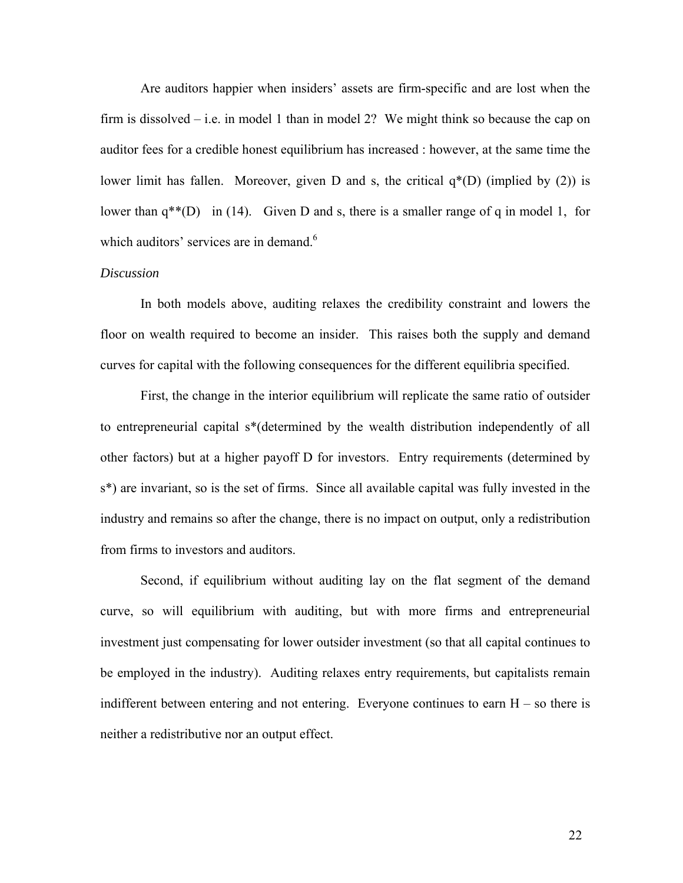Are auditors happier when insiders' assets are firm-specific and are lost when the firm is dissolved – i.e. in model 1 than in model 2? We might think so because the cap on auditor fees for a credible honest equilibrium has increased : however, at the same time the lower limit has fallen. Moreover, given D and s, the critical $q^*(D)$ (implied by (2)) is lower than $q^{**}(D)$ in (14). Given D and s, there is a smaller range of q in model 1, for which auditors' services are in demand.[6]

*Discussion*

In both models above, auditing relaxes the credibility constraint and lowers the floor on wealth required to become an insider. This raises both the supply and demand curves for capital with the following consequences for the different equilibria specified.

First, the change in the interior equilibrium will replicate the same ratio of outsider to entrepreneurial capital $s^*$(determined by the wealth distribution independently of all other factors) but at a higher payoff D for investors. Entry requirements (determined by $s^*$) are invariant, so is the set of firms. Since all available capital was fully invested in the industry and remains so after the change, there is no impact on output, only a redistribution from firms to investors and auditors.

Second, if equilibrium without auditing lay on the flat segment of the demand curve, so will equilibrium with auditing, but with more firms and entrepreneurial investment just compensating for lower outsider investment (so that all capital continues to be employed in the industry). Auditing relaxes entry requirements, but capitalists remain indifferent between entering and not entering. Everyone continues to earn H – so there is neither a redistributive nor an output effect.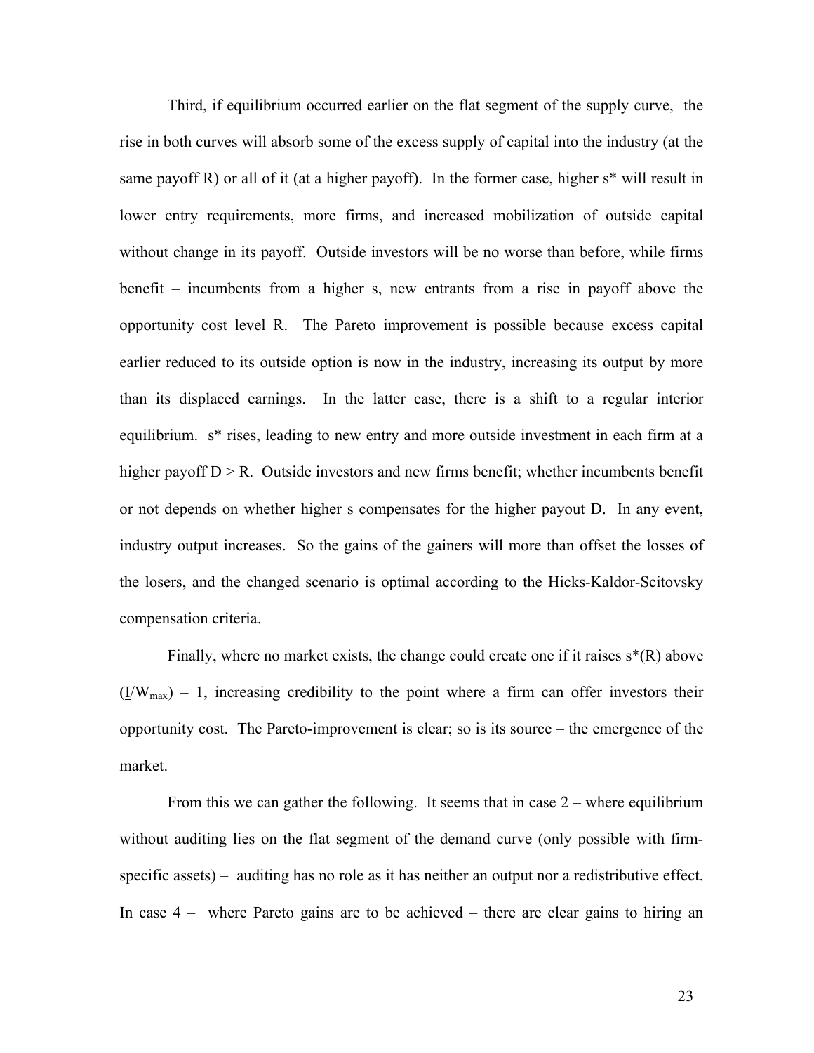Third, if equilibrium occurred earlier on the flat segment of the supply curve, the rise in both curves will absorb some of the excess supply of capital into the industry (at the same payoff R) or all of it (at a higher payoff). In the former case, higher $s^*$ will result in lower entry requirements, more firms, and increased mobilization of outside capital without change in its payoff. Outside investors will be no worse than before, while firms benefit – incumbents from a higher s, new entrants from a rise in payoff above the opportunity cost level R. The Pareto improvement is possible because excess capital earlier reduced to its outside option is now in the industry, increasing its output by more than its displaced earnings. In the latter case, there is a shift to a regular interior equilibrium. $s^*$ rises, leading to new entry and more outside investment in each firm at a higher payoff $D > R$. Outside investors and new firms benefit; whether incumbents benefit or not depends on whether higher s compensates for the higher payout D. In any event, industry output increases. So the gains of the gainers will more than offset the losses of the losers, and the changed scenario is optimal according to the Hicks-Kaldor-Scitovsky compensation criteria.

Finally, where no market exists, the change could create one if it raises $s^*(R)$ above $(\underline{I}/W_{max}) - 1$, increasing credibility to the point where a firm can offer investors their opportunity cost. The Pareto-improvement is clear; so is its source – the emergence of the market.

From this we can gather the following. It seems that in case 2 – where equilibrium without auditing lies on the flat segment of the demand curve (only possible with firm-specific assets) – auditing has no role as it has neither an output nor a redistributive effect. In case 4 – where Pareto gains are to be achieved – there are clear gains to hiring an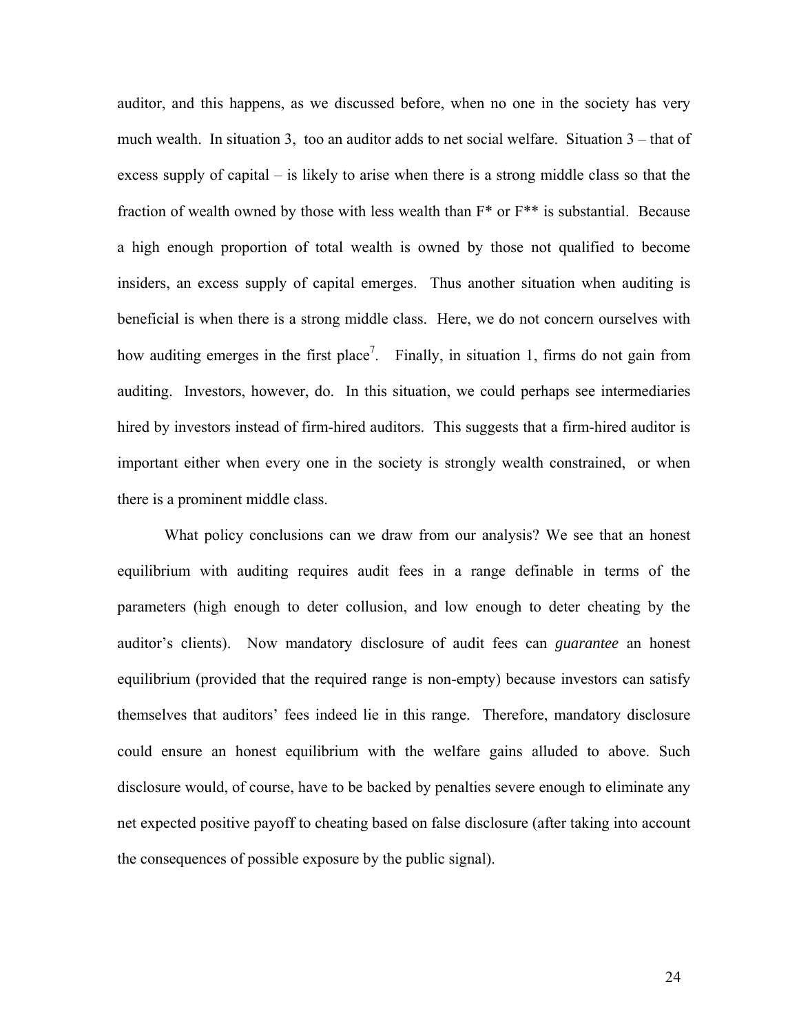auditor, and this happens, as we discussed before, when no one in the society has very much wealth. In situation 3, too an auditor adds to net social welfare. Situation 3 – that of excess supply of capital – is likely to arise when there is a strong middle class so that the fraction of wealth owned by those with less wealth than F* or F** is substantial. Because a high enough proportion of total wealth is owned by those not qualified to become insiders, an excess supply of capital emerges. Thus another situation when auditing is beneficial is when there is a strong middle class. Here, we do not concern ourselves with how auditing emerges in the first place[7]. Finally, in situation 1, firms do not gain from auditing. Investors, however, do. In this situation, we could perhaps see intermediaries hired by investors instead of firm-hired auditors. This suggests that a firm-hired auditor is important either when every one in the society is strongly wealth constrained, or when there is a prominent middle class.

What policy conclusions can we draw from our analysis? We see that an honest equilibrium with auditing requires audit fees in a range definable in terms of the parameters (high enough to deter collusion, and low enough to deter cheating by the auditor's clients). Now mandatory disclosure of audit fees can *guarantee* an honest equilibrium (provided that the required range is non-empty) because investors can satisfy themselves that auditors' fees indeed lie in this range. Therefore, mandatory disclosure could ensure an honest equilibrium with the welfare gains alluded to above. Such disclosure would, of course, have to be backed by penalties severe enough to eliminate any net expected positive payoff to cheating based on false disclosure (after taking into account the consequences of possible exposure by the public signal).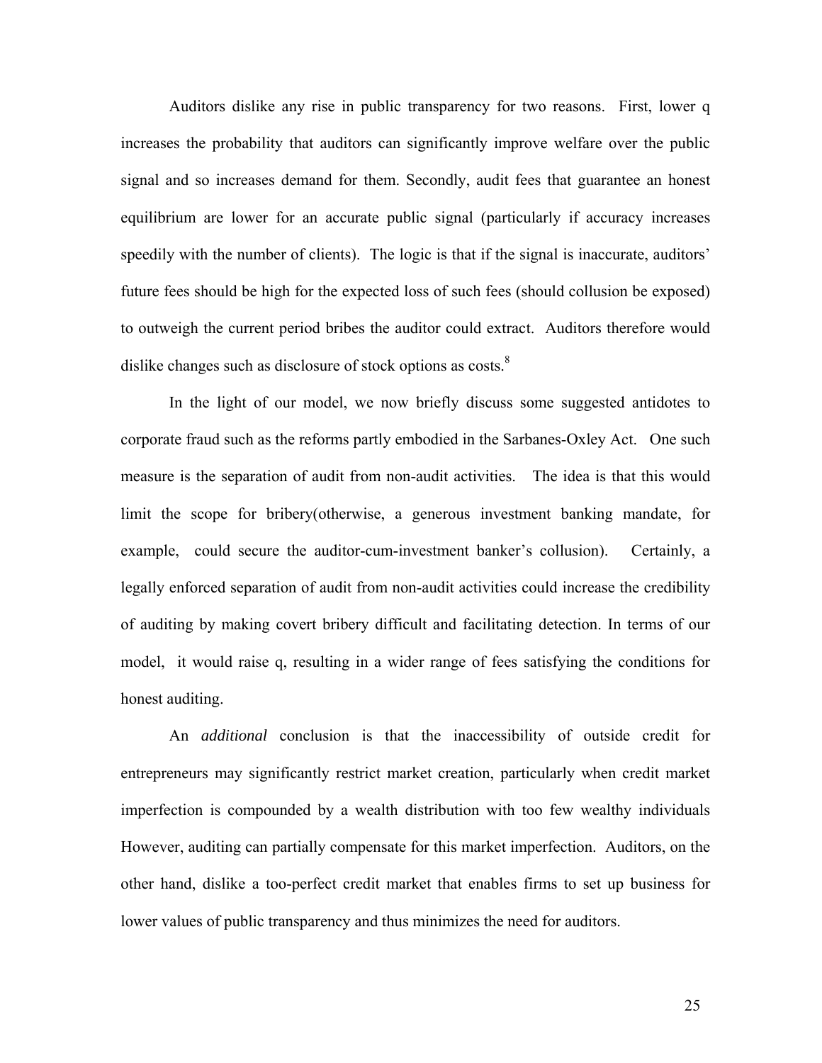Auditors dislike any rise in public transparency for two reasons. First, lower q increases the probability that auditors can significantly improve welfare over the public signal and so increases demand for them. Secondly, audit fees that guarantee an honest equilibrium are lower for an accurate public signal (particularly if accuracy increases speedily with the number of clients). The logic is that if the signal is inaccurate, auditors' future fees should be high for the expected loss of such fees (should collusion be exposed) to outweigh the current period bribes the auditor could extract. Auditors therefore would dislike changes such as disclosure of stock options as costs.[8]

In the light of our model, we now briefly discuss some suggested antidotes to corporate fraud such as the reforms partly embodied in the Sarbanes-Oxley Act. One such measure is the separation of audit from non-audit activities. The idea is that this would limit the scope for bribery(otherwise, a generous investment banking mandate, for example, could secure the auditor-cum-investment banker's collusion). Certainly, a legally enforced separation of audit from non-audit activities could increase the credibility of auditing by making covert bribery difficult and facilitating detection. In terms of our model, it would raise q, resulting in a wider range of fees satisfying the conditions for honest auditing.

An *additional* conclusion is that the inaccessibility of outside credit for entrepreneurs may significantly restrict market creation, particularly when credit market imperfection is compounded by a wealth distribution with too few wealthy individuals However, auditing can partially compensate for this market imperfection. Auditors, on the other hand, dislike a too-perfect credit market that enables firms to set up business for lower values of public transparency and thus minimizes the need for auditors.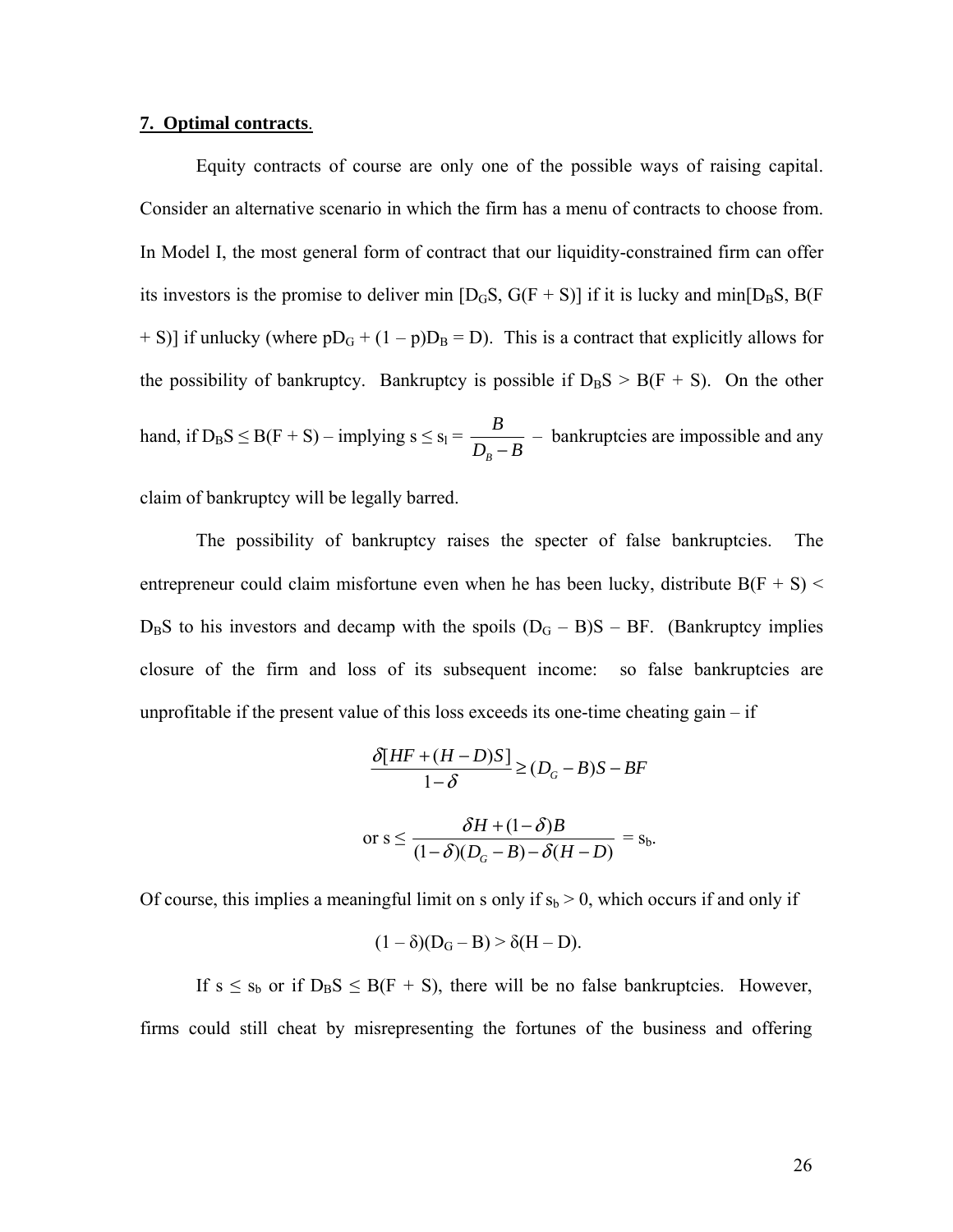**7. Optimal contracts.**

Equity contracts of course are only one of the possible ways of raising capital. Consider an alternative scenario in which the firm has a menu of contracts to choose from. In Model I, the most general form of contract that our liquidity-constrained firm can offer its investors is the promise to deliver min $[D_GS, G(F + S)]$ if it is lucky and min$[D_BS, B(F + S)]$ if unlucky (where $pD_G + (1 - p)D_B = D$). This is a contract that explicitly allows for the possibility of bankruptcy. Bankruptcy is possible if $D_BS > B(F + S)$. On the other hand, if $D_BS \leq B(F + S)$ – implying $s \leq s_l = \frac{B}{D_B - B}$ – bankruptcies are impossible and any claim of bankruptcy will be legally barred.

The possibility of bankruptcy raises the specter of false bankruptcies. The entrepreneur could claim misfortune even when he has been lucky, distribute $B(F + S) < D_BS$ to his investors and decamp with the spoils $(D_G - B)S - BF$. (Bankruptcy implies closure of the firm and loss of its subsequent income: so false bankruptcies are unprofitable if the present value of this loss exceeds its one-time cheating gain – if

$$\frac{\delta[HF + (H - D)S]}{1 - \delta} \geq (D_G - B)S - BF$$

$$\text{or } s \leq \frac{\delta H + (1 - \delta)B}{(1 - \delta)(D_G - B) - \delta(H - D)} = s_b.$$

Of course, this implies a meaningful limit on s only if $s_b > 0$, which occurs if and only if

$$(1 - \delta)(D_G - B) > \delta(H - D).$$

If $s \leq s_b$ or if $D_BS \leq B(F + S)$, there will be no false bankruptcies. However, firms could still cheat by misrepresenting the fortunes of the business and offering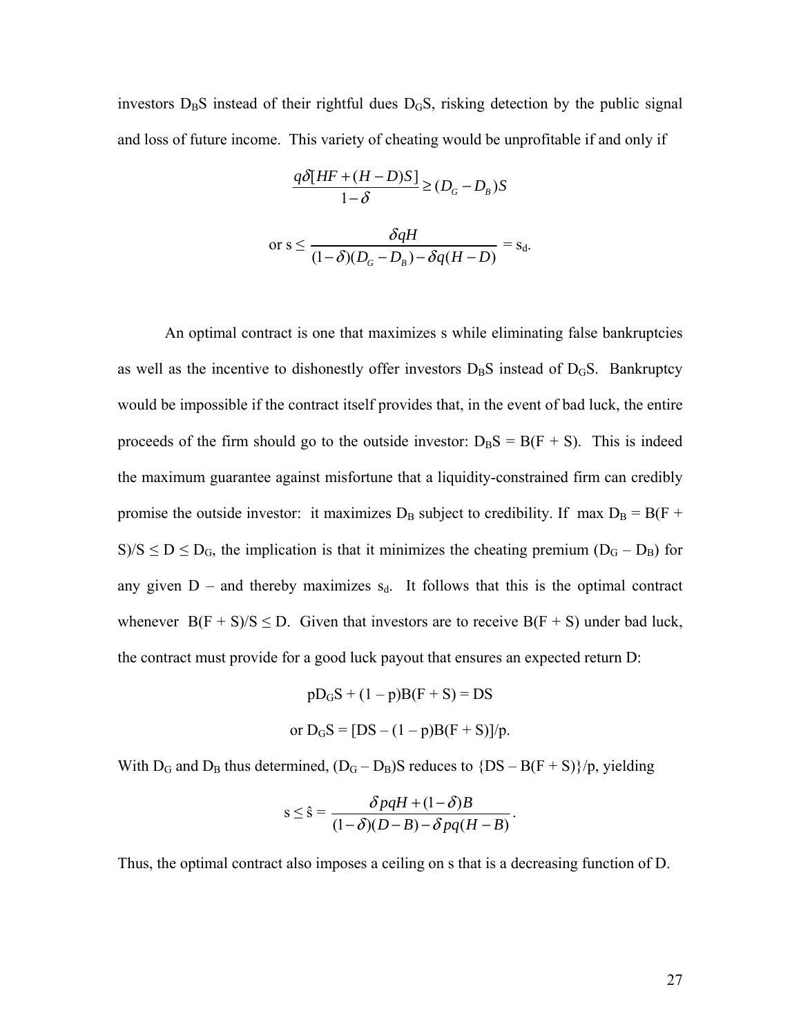investors $D_BS$ instead of their rightful dues $D_GS$, risking detection by the public signal and loss of future income. This variety of cheating would be unprofitable if and only if

$$\frac{q\delta[HF + (H - D)S]}{1-\delta} \geq (D_G - D_B)S$$

$$\text{or } s \leq \frac{\delta qH}{(1-\delta)(D_G - D_B) - \delta q(H - D)} = s_d.$$

An optimal contract is one that maximizes s while eliminating false bankruptcies as well as the incentive to dishonestly offer investors $D_BS$ instead of $D_GS$. Bankruptcy would be impossible if the contract itself provides that, in the event of bad luck, the entire proceeds of the firm should go to the outside investor: $D_BS = B(F + S)$. This is indeed the maximum guarantee against misfortune that a liquidity-constrained firm can credibly promise the outside investor: it maximizes $D_B$ subject to credibility. If $\max D_B = B(F + S)/S \leq D \leq D_G$, the implication is that it minimizes the cheating premium $(D_G - D_B)$ for any given D – and thereby maximizes $s_d$. It follows that this is the optimal contract whenever $B(F + S)/S \leq D$. Given that investors are to receive $B(F + S)$ under bad luck, the contract must provide for a good luck payout that ensures an expected return D:

$$pD_GS + (1 - p)B(F + S) = DS$$

$$\text{or } D_GS = [DS - (1 - p)B(F + S)]/p.$$

With $D_G$ and $D_B$ thus determined, $(D_G - D_B)S$ reduces to $\{DS - B(F + S)\}/p$, yielding

$$s \leq \hat{s} = \frac{\delta pqH + (1-\delta)B}{(1-\delta)(D - B) - \delta pq(H - B)}.$$

Thus, the optimal contract also imposes a ceiling on s that is a decreasing function of D.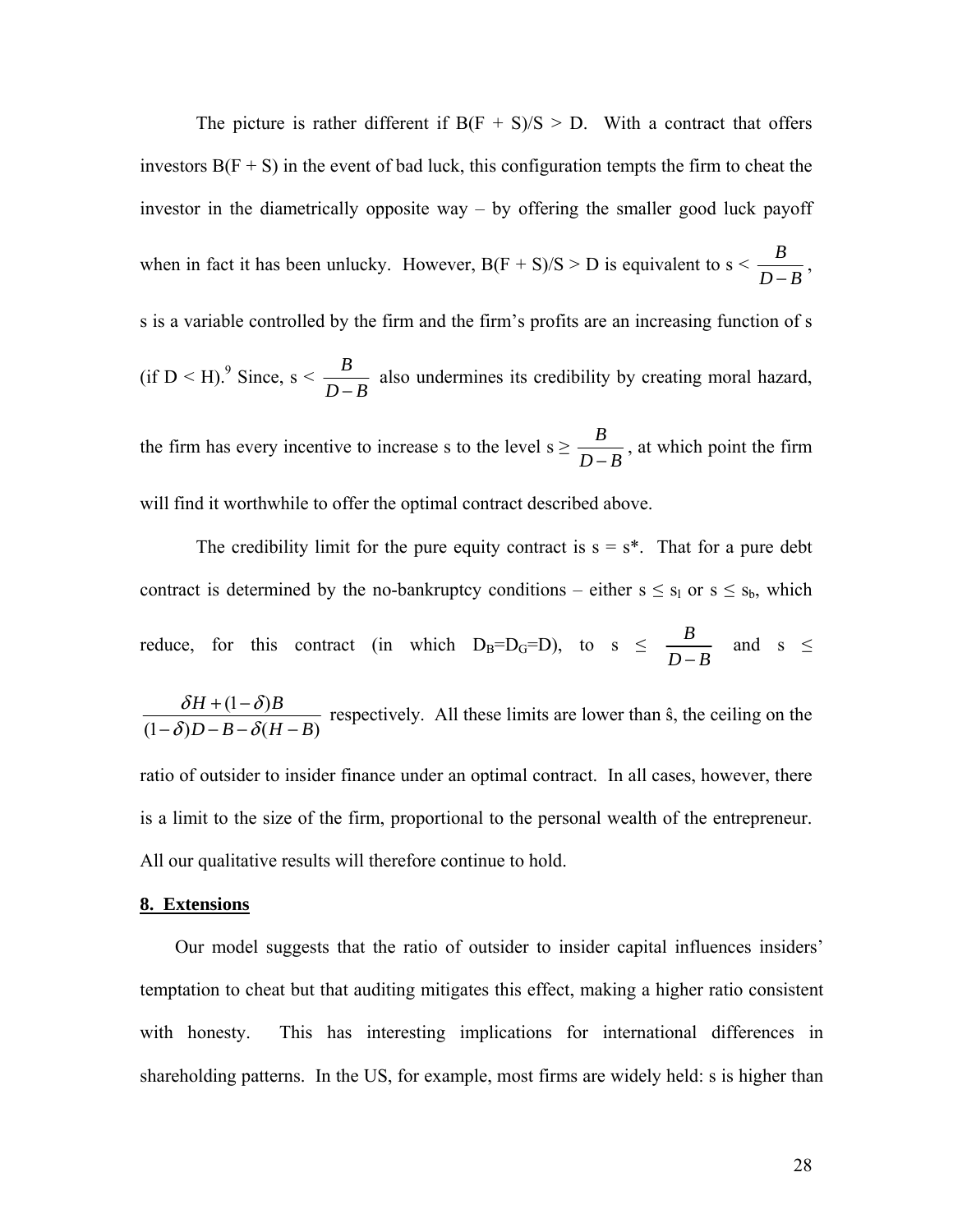The picture is rather different if $B(F + S)/S > D$. With a contract that offers investors $B(F + S)$ in the event of bad luck, this configuration tempts the firm to cheat the investor in the diametrically opposite way – by offering the smaller good luck payoff when in fact it has been unlucky. However, $B(F + S)/S > D$ is equivalent to $s < \frac{B}{D-B}$, s is a variable controlled by the firm and the firm's profits are an increasing function of s (if $D < H$).[9] Since, $s < \frac{B}{D-B}$ also undermines its credibility by creating moral hazard, the firm has every incentive to increase s to the level $s \geq \frac{B}{D-B}$, at which point the firm will find it worthwhile to offer the optimal contract described above.

The credibility limit for the pure equity contract is $s = s^*$. That for a pure debt contract is determined by the no-bankruptcy conditions – either $s \leq s_l$ or $s \leq s_b$, which reduce, for this contract (in which $D_B=D_G=D$), to $s \leq \frac{B}{D-B}$ and $s \leq \frac{\delta H + (1-\delta)B}{(1-\delta)D - B - \delta(H-B)}$ respectively. All these limits are lower than $\hat{s}$, the ceiling on the ratio of outsider to insider finance under an optimal contract. In all cases, however, there is a limit to the size of the firm, proportional to the personal wealth of the entrepreneur. All our qualitative results will therefore continue to hold.

## 8. Extensions

Our model suggests that the ratio of outsider to insider capital influences insiders' temptation to cheat but that auditing mitigates this effect, making a higher ratio consistent with honesty. This has interesting implications for international differences in shareholding patterns. In the US, for example, most firms are widely held: s is higher than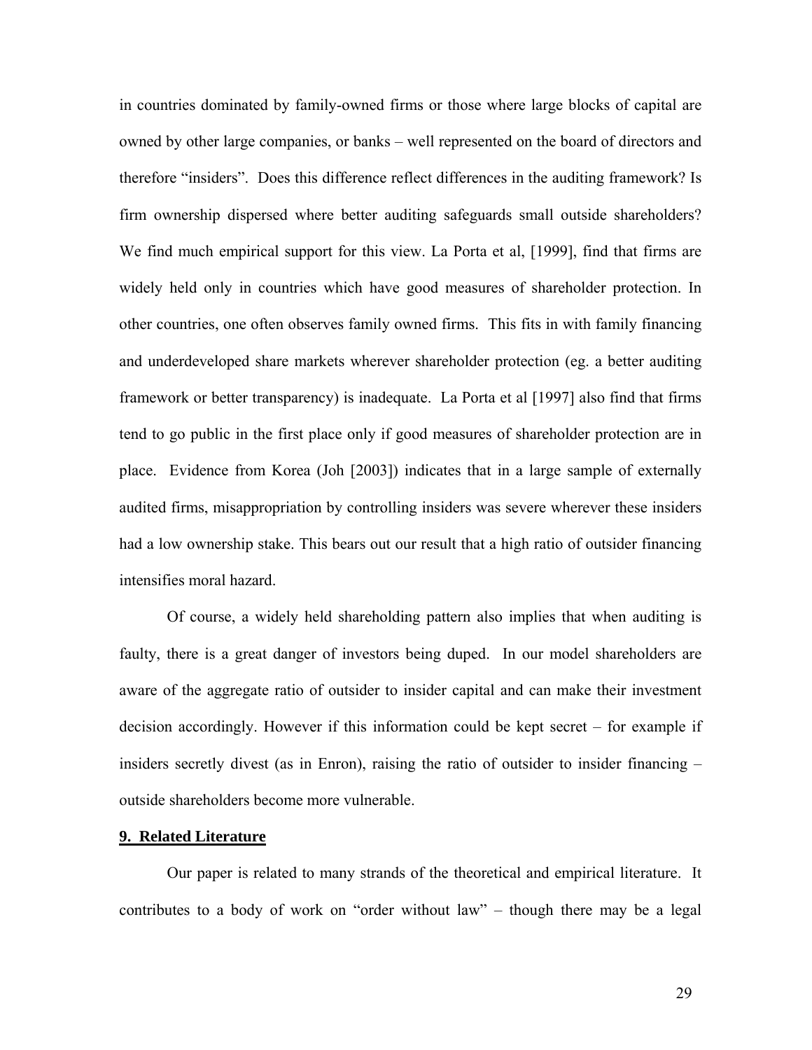in countries dominated by family-owned firms or those where large blocks of capital are owned by other large companies, or banks – well represented on the board of directors and therefore "insiders". Does this difference reflect differences in the auditing framework? Is firm ownership dispersed where better auditing safeguards small outside shareholders? We find much empirical support for this view. La Porta et al, [1999], find that firms are widely held only in countries which have good measures of shareholder protection. In other countries, one often observes family owned firms. This fits in with family financing and underdeveloped share markets wherever shareholder protection (eg. a better auditing framework or better transparency) is inadequate. La Porta et al [1997] also find that firms tend to go public in the first place only if good measures of shareholder protection are in place. Evidence from Korea (Joh [2003]) indicates that in a large sample of externally audited firms, misappropriation by controlling insiders was severe wherever these insiders had a low ownership stake. This bears out our result that a high ratio of outsider financing intensifies moral hazard.

Of course, a widely held shareholding pattern also implies that when auditing is faulty, there is a great danger of investors being duped. In our model shareholders are aware of the aggregate ratio of outsider to insider capital and can make their investment decision accordingly. However if this information could be kept secret – for example if insiders secretly divest (as in Enron), raising the ratio of outsider to insider financing – outside shareholders become more vulnerable.

## 9. Related Literature

Our paper is related to many strands of the theoretical and empirical literature. It contributes to a body of work on "order without law" – though there may be a legal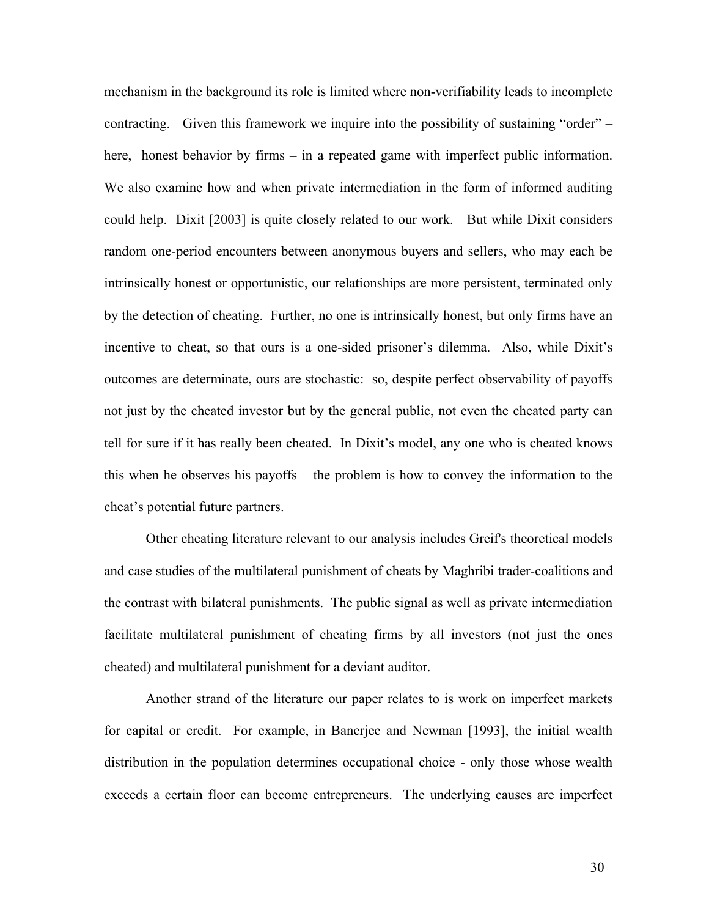mechanism in the background its role is limited where non-verifiability leads to incomplete contracting. Given this framework we inquire into the possibility of sustaining "order" – here, honest behavior by firms – in a repeated game with imperfect public information. We also examine how and when private intermediation in the form of informed auditing could help. Dixit [2003] is quite closely related to our work. But while Dixit considers random one-period encounters between anonymous buyers and sellers, who may each be intrinsically honest or opportunistic, our relationships are more persistent, terminated only by the detection of cheating. Further, no one is intrinsically honest, but only firms have an incentive to cheat, so that ours is a one-sided prisoner's dilemma. Also, while Dixit's outcomes are determinate, ours are stochastic: so, despite perfect observability of payoffs not just by the cheated investor but by the general public, not even the cheated party can tell for sure if it has really been cheated. In Dixit's model, any one who is cheated knows this when he observes his payoffs – the problem is how to convey the information to the cheat's potential future partners.

Other cheating literature relevant to our analysis includes Greif's theoretical models and case studies of the multilateral punishment of cheats by Maghribi trader-coalitions and the contrast with bilateral punishments. The public signal as well as private intermediation facilitate multilateral punishment of cheating firms by all investors (not just the ones cheated) and multilateral punishment for a deviant auditor.

Another strand of the literature our paper relates to is work on imperfect markets for capital or credit. For example, in Banerjee and Newman [1993], the initial wealth distribution in the population determines occupational choice - only those whose wealth exceeds a certain floor can become entrepreneurs. The underlying causes are imperfect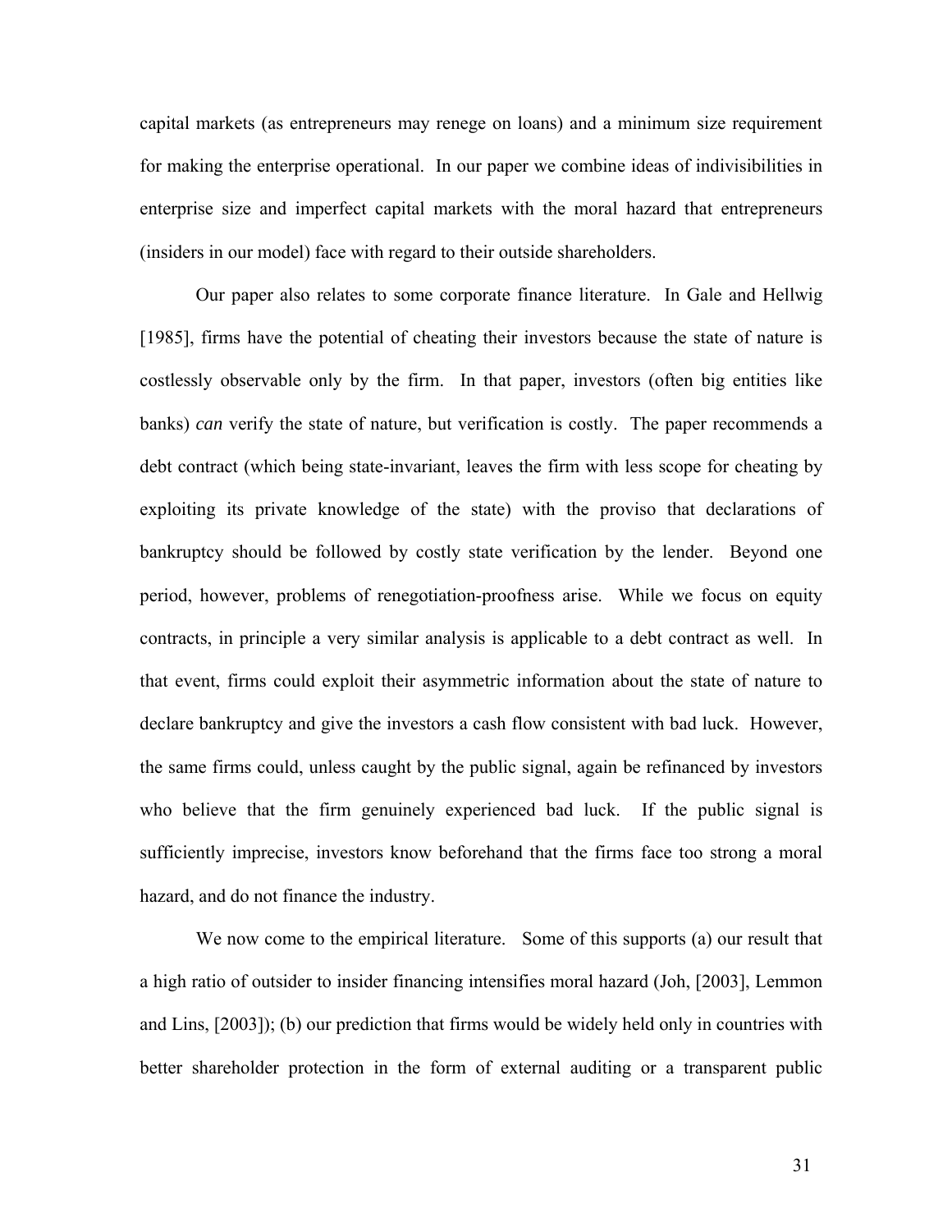capital markets (as entrepreneurs may renege on loans) and a minimum size requirement for making the enterprise operational. In our paper we combine ideas of indivisibilities in enterprise size and imperfect capital markets with the moral hazard that entrepreneurs (insiders in our model) face with regard to their outside shareholders.

Our paper also relates to some corporate finance literature. In Gale and Hellwig [1985], firms have the potential of cheating their investors because the state of nature is costlessly observable only by the firm. In that paper, investors (often big entities like banks) *can* verify the state of nature, but verification is costly. The paper recommends a debt contract (which being state-invariant, leaves the firm with less scope for cheating by exploiting its private knowledge of the state) with the proviso that declarations of bankruptcy should be followed by costly state verification by the lender. Beyond one period, however, problems of renegotiation-proofness arise. While we focus on equity contracts, in principle a very similar analysis is applicable to a debt contract as well. In that event, firms could exploit their asymmetric information about the state of nature to declare bankruptcy and give the investors a cash flow consistent with bad luck. However, the same firms could, unless caught by the public signal, again be refinanced by investors who believe that the firm genuinely experienced bad luck. If the public signal is sufficiently imprecise, investors know beforehand that the firms face too strong a moral hazard, and do not finance the industry.

We now come to the empirical literature. Some of this supports (a) our result that a high ratio of outsider to insider financing intensifies moral hazard (Joh, [2003], Lemmon and Lins, [2003]); (b) our prediction that firms would be widely held only in countries with better shareholder protection in the form of external auditing or a transparent public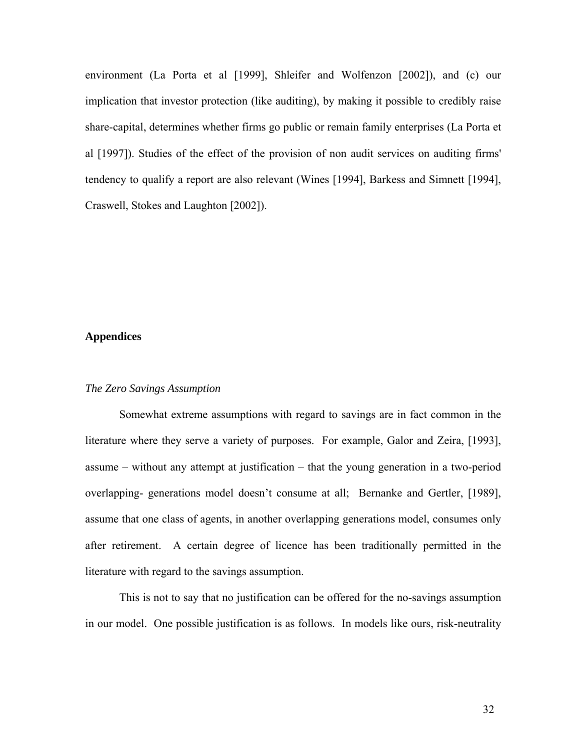environment (La Porta et al [1999], Shleifer and Wolfenzon [2002]), and (c) our implication that investor protection (like auditing), by making it possible to credibly raise share-capital, determines whether firms go public or remain family enterprises (La Porta et al [1997]). Studies of the effect of the provision of non audit services on auditing firms' tendency to qualify a report are also relevant (Wines [1994], Barkess and Simnett [1994], Craswell, Stokes and Laughton [2002]).

## Appendices

### *The Zero Savings Assumption*

Somewhat extreme assumptions with regard to savings are in fact common in the literature where they serve a variety of purposes. For example, Galor and Zeira, [1993], assume – without any attempt at justification – that the young generation in a two-period overlapping- generations model doesn't consume at all; Bernanke and Gertler, [1989], assume that one class of agents, in another overlapping generations model, consumes only after retirement. A certain degree of licence has been traditionally permitted in the literature with regard to the savings assumption.

This is not to say that no justification can be offered for the no-savings assumption in our model. One possible justification is as follows. In models like ours, risk-neutrality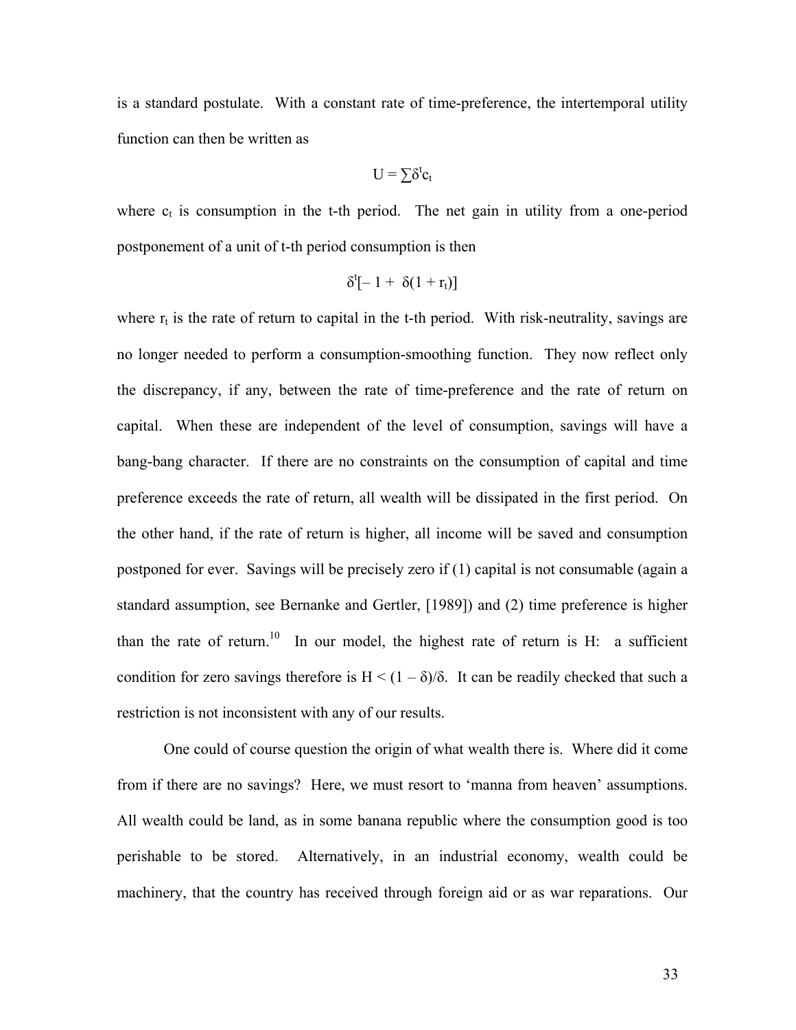is a standard postulate. With a constant rate of time-preference, the intertemporal utility function can then be written as

$$U = \sum \delta^t c_t$$

where $c_t$ is consumption in the t-th period. The net gain in utility from a one-period postponement of a unit of t-th period consumption is then

$$\delta^t[-1 + \delta(1 + r_t)]$$

where $r_t$ is the rate of return to capital in the t-th period. With risk-neutrality, savings are no longer needed to perform a consumption-smoothing function. They now reflect only the discrepancy, if any, between the rate of time-preference and the rate of return on capital. When these are independent of the level of consumption, savings will have a bang-bang character. If there are no constraints on the consumption of capital and time preference exceeds the rate of return, all wealth will be dissipated in the first period. On the other hand, if the rate of return is higher, all income will be saved and consumption postponed for ever. Savings will be precisely zero if (1) capital is not consumable (again a standard assumption, see Bernanke and Gertler, [1989]) and (2) time preference is higher than the rate of return.[10] In our model, the highest rate of return is H: a sufficient condition for zero savings therefore is $H < (1 - \delta)/\delta$. It can be readily checked that such a restriction is not inconsistent with any of our results.

One could of course question the origin of what wealth there is. Where did it come from if there are no savings? Here, we must resort to 'manna from heaven' assumptions. All wealth could be land, as in some banana republic where the consumption good is too perishable to be stored. Alternatively, in an industrial economy, wealth could be machinery, that the country has received through foreign aid or as war reparations. Our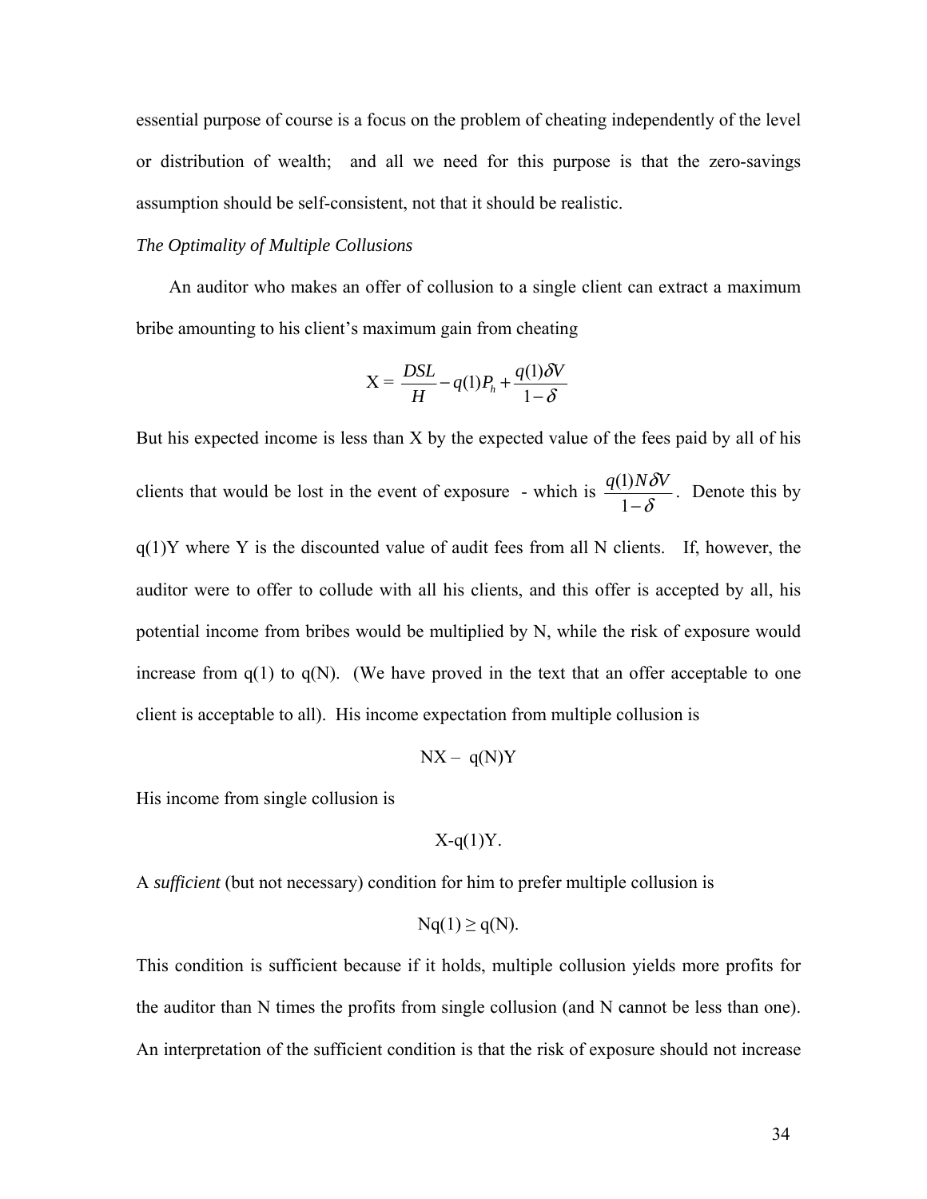essential purpose of course is a focus on the problem of cheating independently of the level or distribution of wealth; and all we need for this purpose is that the zero-savings assumption should be self-consistent, not that it should be realistic.

*The Optimality of Multiple Collusions*

An auditor who makes an offer of collusion to a single client can extract a maximum bribe amounting to his client's maximum gain from cheating

$$X = \frac{DSL}{H} - q(1)P_h + \frac{q(1)\delta V}{1-\delta}$$

But his expected income is less than X by the expected value of the fees paid by all of his clients that would be lost in the event of exposure - which is $\frac{q(1)N\delta V}{1-\delta}$. Denote this by $q(1)Y$ where Y is the discounted value of audit fees from all N clients. If, however, the auditor were to offer to collude with all his clients, and this offer is accepted by all, his potential income from bribes would be multiplied by N, while the risk of exposure would increase from $q(1)$ to $q(N)$. (We have proved in the text that an offer acceptable to one client is acceptable to all). His income expectation from multiple collusion is

$$NX - q(N)Y$$

His income from single collusion is

$$X - q(1)Y.$$

A *sufficient* (but not necessary) condition for him to prefer multiple collusion is

$$Nq(1) \geq q(N).$$

This condition is sufficient because if it holds, multiple collusion yields more profits for the auditor than N times the profits from single collusion (and N cannot be less than one). An interpretation of the sufficient condition is that the risk of exposure should not increase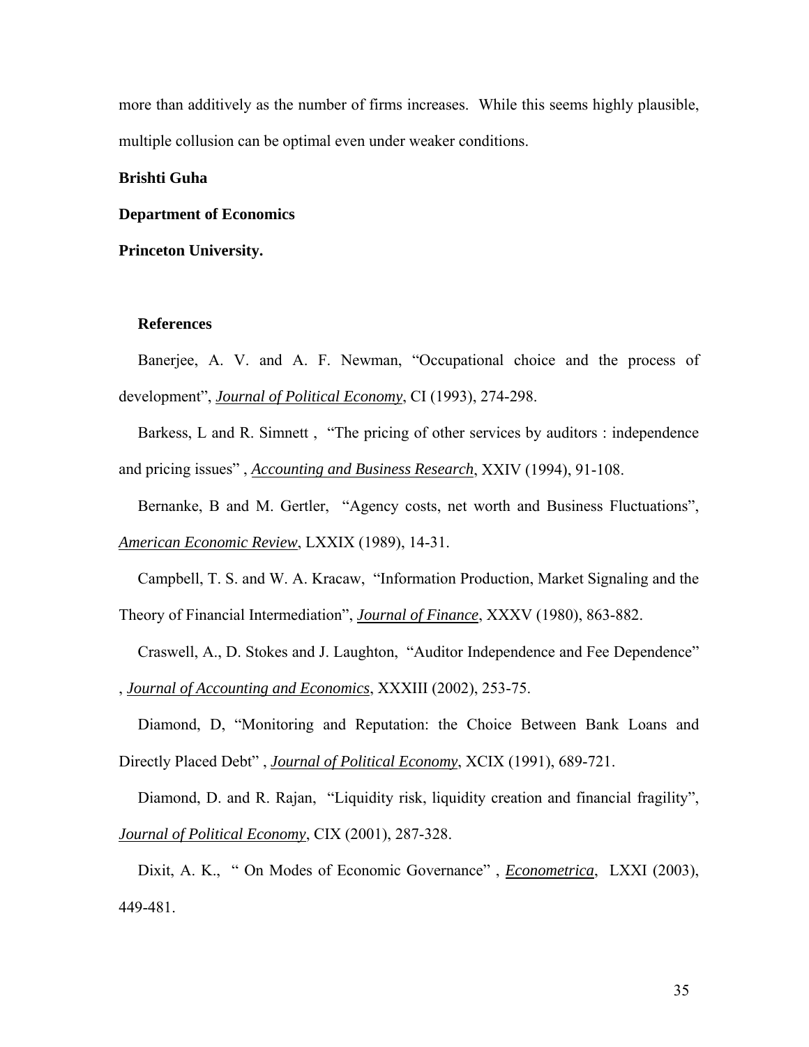more than additively as the number of firms increases. While this seems highly plausible, multiple collusion can be optimal even under weaker conditions.

**Brishti Guha**

**Department of Economics**

**Princeton University.**

## References

Banerjee, A. V. and A. F. Newman, "Occupational choice and the process of development", *Journal of Political Economy*, CI (1993), 274-298.

Barkess, L and R. Simnett , "The pricing of other services by auditors : independence and pricing issues" , *Accounting and Business Research*, XXIV (1994), 91-108.

Bernanke, B and M. Gertler, "Agency costs, net worth and Business Fluctuations", *American Economic Review*, LXXIX (1989), 14-31.

Campbell, T. S. and W. A. Kracaw, "Information Production, Market Signaling and the Theory of Financial Intermediation", *Journal of Finance*, XXXV (1980), 863-882.

Craswell, A., D. Stokes and J. Laughton, "Auditor Independence and Fee Dependence" , *Journal of Accounting and Economics*, XXXIII (2002), 253-75.

Diamond, D, "Monitoring and Reputation: the Choice Between Bank Loans and Directly Placed Debt" , *Journal of Political Economy*, XCIX (1991), 689-721.

Diamond, D. and R. Rajan, "Liquidity risk, liquidity creation and financial fragility", *Journal of Political Economy*, CIX (2001), 287-328.

Dixit, A. K., " On Modes of Economic Governance" , *Econometrica*, LXXI (2003), 449-481.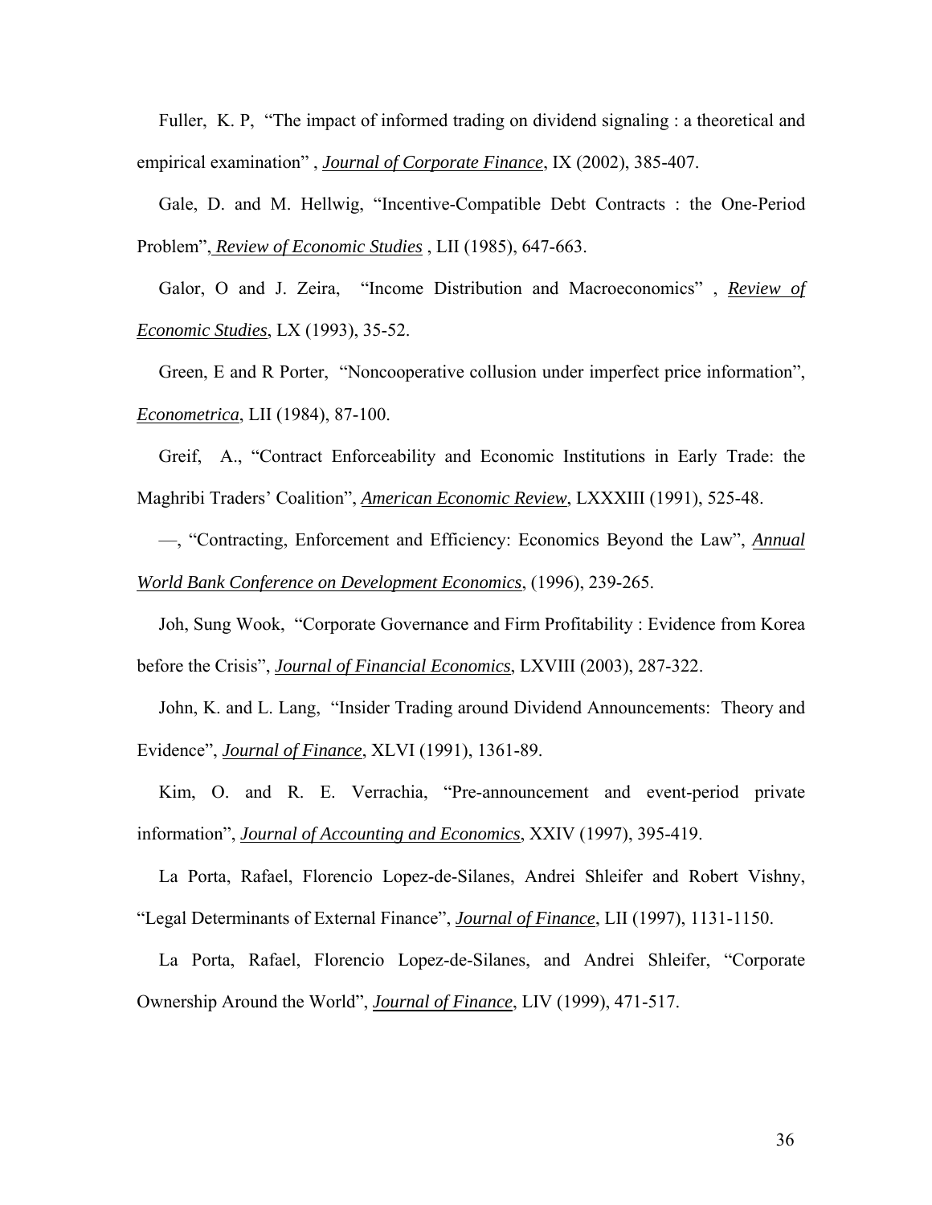Fuller, K. P, "The impact of informed trading on dividend signaling : a theoretical and empirical examination" , *Journal of Corporate Finance*, IX (2002), 385-407.

Gale, D. and M. Hellwig, "Incentive-Compatible Debt Contracts : the One-Period Problem", *Review of Economic Studies* , LII (1985), 647-663.

Galor, O and J. Zeira, "Income Distribution and Macroeconomics" , *Review of Economic Studies*, LX (1993), 35-52.

Green, E and R Porter, "Noncooperative collusion under imperfect price information", *Econometrica*, LII (1984), 87-100.

Greif, A., "Contract Enforceability and Economic Institutions in Early Trade: the Maghribi Traders' Coalition", *American Economic Review*, LXXXIII (1991), 525-48.

—, "Contracting, Enforcement and Efficiency: Economics Beyond the Law", *Annual World Bank Conference on Development Economics*, (1996), 239-265.

Joh, Sung Wook, "Corporate Governance and Firm Profitability : Evidence from Korea before the Crisis", *Journal of Financial Economics*, LXVIII (2003), 287-322.

John, K. and L. Lang, "Insider Trading around Dividend Announcements: Theory and Evidence", *Journal of Finance*, XLVI (1991), 1361-89.

Kim, O. and R. E. Verrachia, "Pre-announcement and event-period private information", *Journal of Accounting and Economics*, XXIV (1997), 395-419.

La Porta, Rafael, Florencio Lopez-de-Silanes, Andrei Shleifer and Robert Vishny, "Legal Determinants of External Finance", *Journal of Finance*, LII (1997), 1131-1150.

La Porta, Rafael, Florencio Lopez-de-Silanes, and Andrei Shleifer, "Corporate Ownership Around the World", *Journal of Finance*, LIV (1999), 471-517.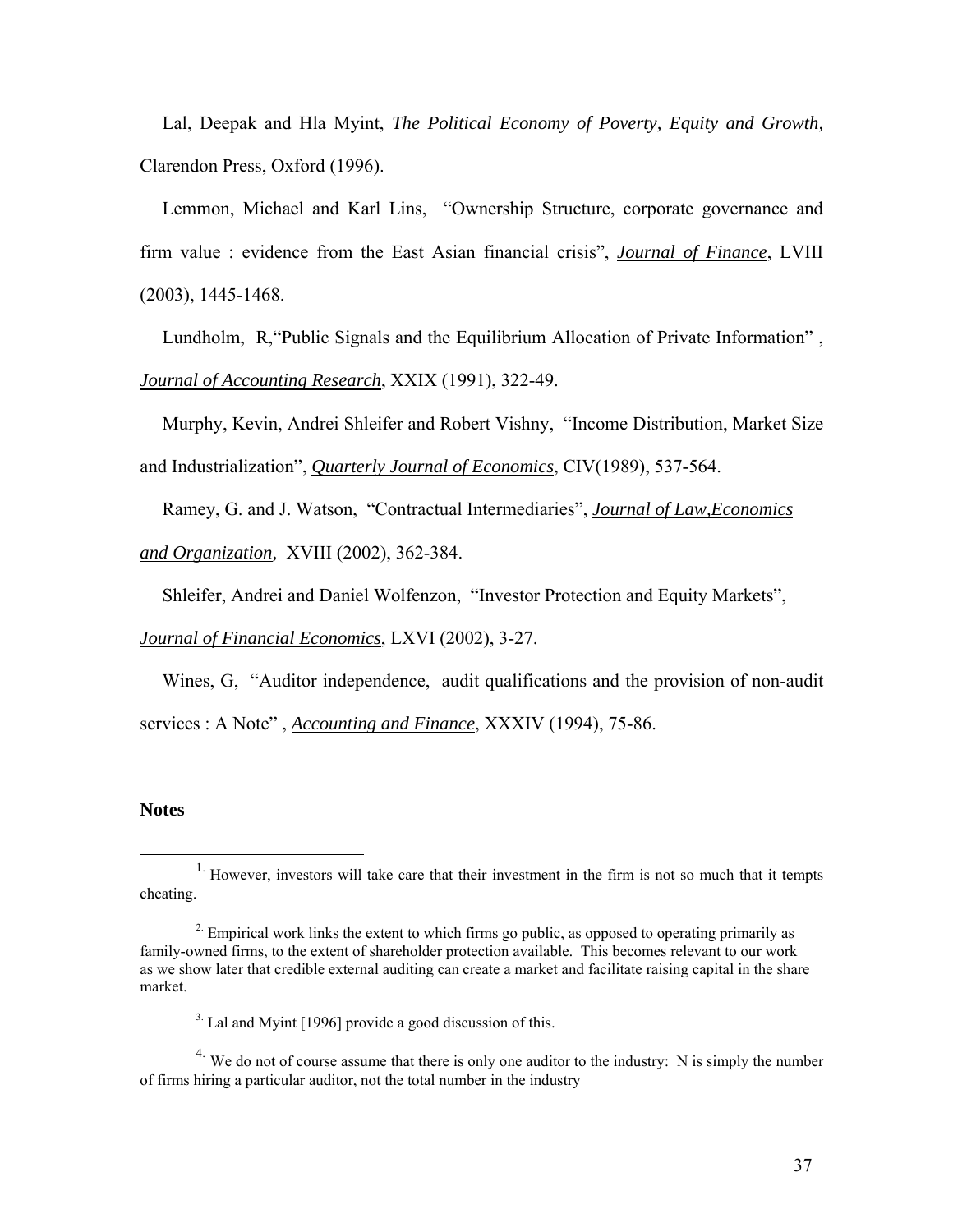Lal, Deepak and Hla Myint, *The Political Economy of Poverty, Equity and Growth,* Clarendon Press, Oxford (1996).

Lemmon, Michael and Karl Lins, "Ownership Structure, corporate governance and firm value : evidence from the East Asian financial crisis", ***Journal of Finance***, LVIII (2003), 1445-1468.

Lundholm, R,"Public Signals and the Equilibrium Allocation of Private Information" , ***Journal of Accounting Research***, XXIX (1991), 322-49.

Murphy, Kevin, Andrei Shleifer and Robert Vishny, "Income Distribution, Market Size and Industrialization", ***Quarterly Journal of Economics***, CIV(1989), 537-564.

Ramey, G. and J. Watson, "Contractual Intermediaries", ***Journal of Law,Economics and Organization,*** XVIII (2002), 362-384.

Shleifer, Andrei and Daniel Wolfenzon, "Investor Protection and Equity Markets", ***Journal of Financial Economics***, LXVI (2002), 3-27.

Wines, G, "Auditor independence, audit qualifications and the provision of non-audit services : A Note" , ***Accounting and Finance***, XXXIV (1994), 75-86.

**Notes**

[1] However, investors will take care that their investment in the firm is not so much that it tempts cheating.

[2] Empirical work links the extent to which firms go public, as opposed to operating primarily as family-owned firms, to the extent of shareholder protection available. This becomes relevant to our work as we show later that credible external auditing can create a market and facilitate raising capital in the share market.

[3] Lal and Myint [1996] provide a good discussion of this.

[4] We do not of course assume that there is only one auditor to the industry: N is simply the number of firms hiring a particular auditor, not the total number in the industry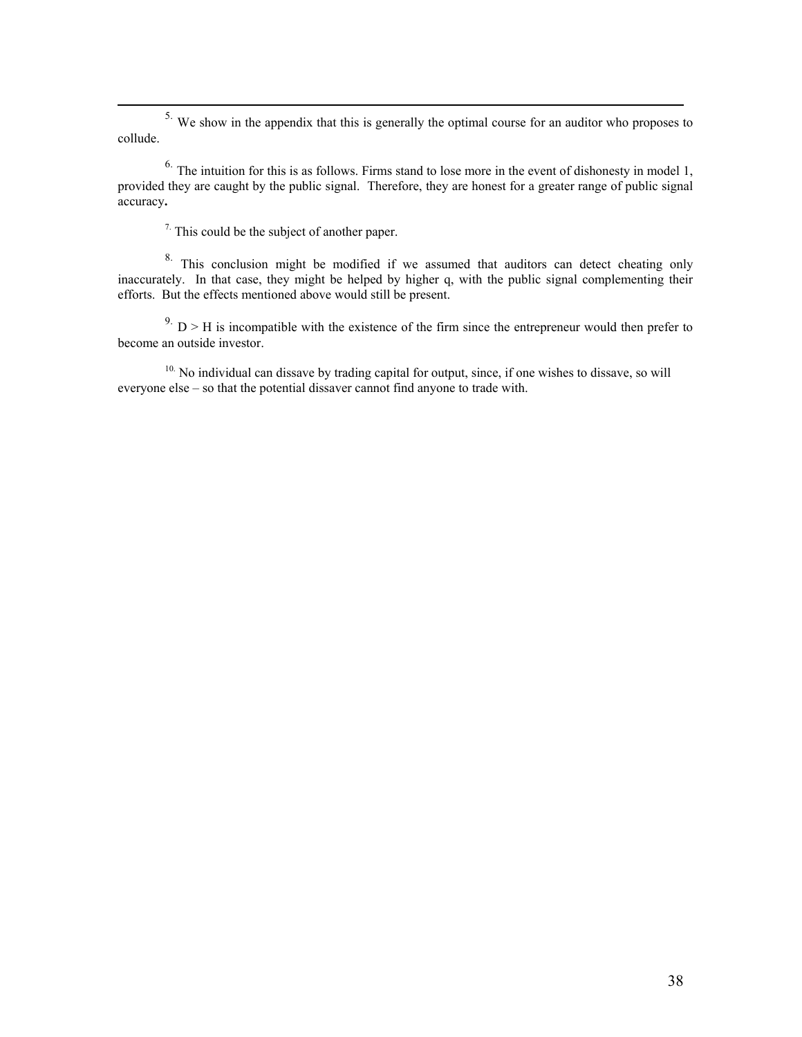[5] We show in the appendix that this is generally the optimal course for an auditor who proposes to collude.

[6] The intuition for this is as follows. Firms stand to lose more in the event of dishonesty in model 1, provided they are caught by the public signal. Therefore, they are honest for a greater range of public signal accuracy**.**

[7] This could be the subject of another paper.

[8] This conclusion might be modified if we assumed that auditors can detect cheating only inaccurately. In that case, they might be helped by higher q, with the public signal complementing their efforts. But the effects mentioned above would still be present.

[9] $D > H$ is incompatible with the existence of the firm since the entrepreneur would then prefer to become an outside investor.

[10] No individual can dissave by trading capital for output, since, if one wishes to dissave, so will everyone else – so that the potential dissaver cannot find anyone to trade with.